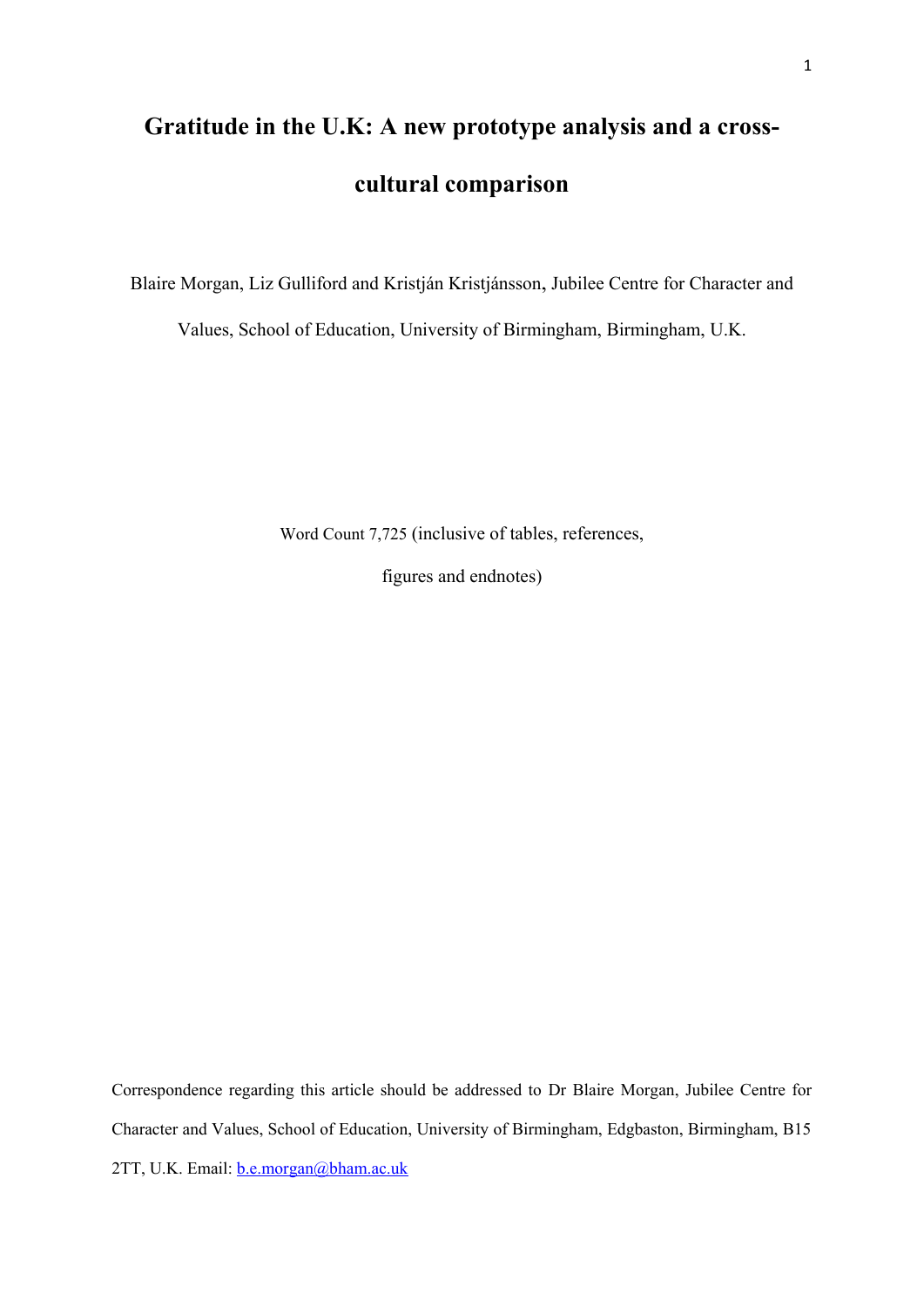# Gratitude in the U.K: A new prototype analysis and a cross-cultural comparison

Blaire Morgan, Liz Gulliford and Kristján Kristjánsson, Jubilee Centre for Character and Values, School of Education, University of Birmingham, Birmingham, U.K.

Word Count 7,725 (inclusive of tables, references, figures and endnotes)

Correspondence regarding this article should be addressed to Dr Blaire Morgan, Jubilee Centre for Character and Values, School of Education, University of Birmingham, Edgbaston, Birmingham, B15 2TT, U.K. Email: b.e.morgan@bham.ac.uk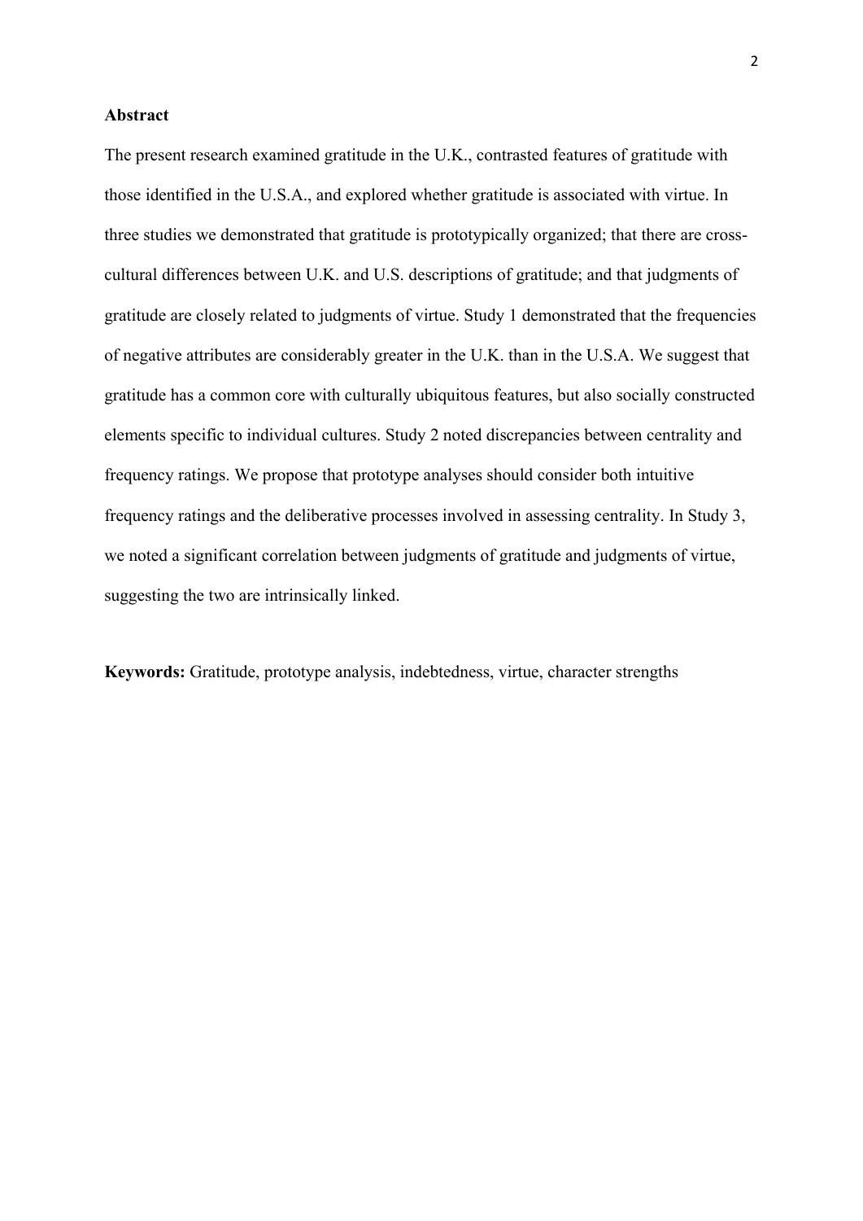## Abstract

The present research examined gratitude in the U.K., contrasted features of gratitude with those identified in the U.S.A., and explored whether gratitude is associated with virtue. In three studies we demonstrated that gratitude is prototypically organized; that there are cross-cultural differences between U.K. and U.S. descriptions of gratitude; and that judgments of gratitude are closely related to judgments of virtue. Study 1 demonstrated that the frequencies of negative attributes are considerably greater in the U.K. than in the U.S.A. We suggest that gratitude has a common core with culturally ubiquitous features, but also socially constructed elements specific to individual cultures. Study 2 noted discrepancies between centrality and frequency ratings. We propose that prototype analyses should consider both intuitive frequency ratings and the deliberative processes involved in assessing centrality. In Study 3, we noted a significant correlation between judgments of gratitude and judgments of virtue, suggesting the two are intrinsically linked.

**Keywords:** Gratitude, prototype analysis, indebtedness, virtue, character strengths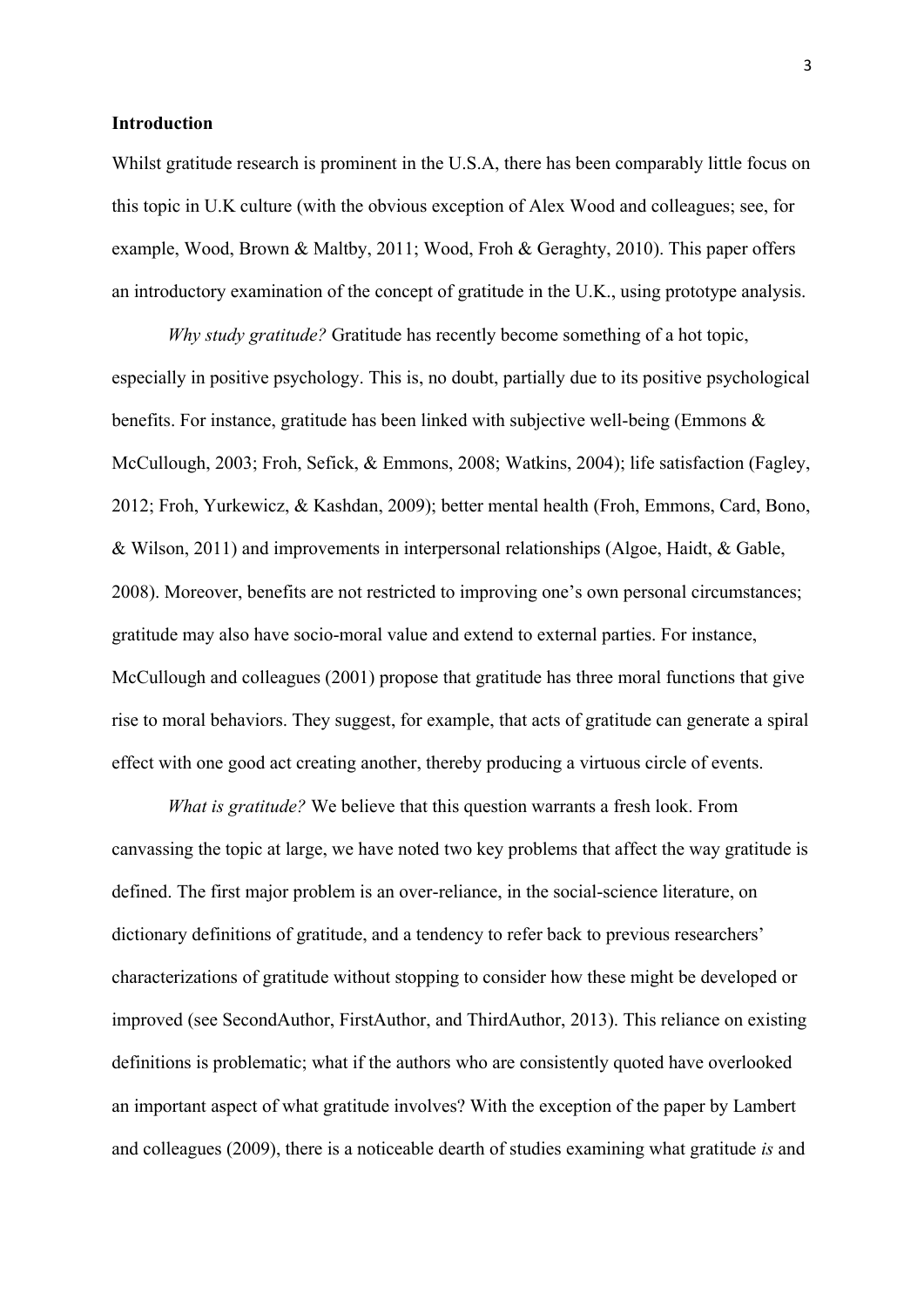**Introduction**

Whilst gratitude research is prominent in the U.S.A, there has been comparably little focus on this topic in U.K culture (with the obvious exception of Alex Wood and colleagues; see, for example, Wood, Brown & Maltby, 2011; Wood, Froh & Geraghty, 2010). This paper offers an introductory examination of the concept of gratitude in the U.K., using prototype analysis.

*Why study gratitude?* Gratitude has recently become something of a hot topic, especially in positive psychology. This is, no doubt, partially due to its positive psychological benefits. For instance, gratitude has been linked with subjective well-being (Emmons & McCullough, 2003; Froh, Sefick, & Emmons, 2008; Watkins, 2004); life satisfaction (Fagley, 2012; Froh, Yurkewicz, & Kashdan, 2009); better mental health (Froh, Emmons, Card, Bono, & Wilson, 2011) and improvements in interpersonal relationships (Algoe, Haidt, & Gable, 2008). Moreover, benefits are not restricted to improving one's own personal circumstances; gratitude may also have socio-moral value and extend to external parties. For instance, McCullough and colleagues (2001) propose that gratitude has three moral functions that give rise to moral behaviors. They suggest, for example, that acts of gratitude can generate a spiral effect with one good act creating another, thereby producing a virtuous circle of events.

*What is gratitude?* We believe that this question warrants a fresh look. From canvassing the topic at large, we have noted two key problems that affect the way gratitude is defined. The first major problem is an over-reliance, in the social-science literature, on dictionary definitions of gratitude, and a tendency to refer back to previous researchers' characterizations of gratitude without stopping to consider how these might be developed or improved (see SecondAuthor, FirstAuthor, and ThirdAuthor, 2013). This reliance on existing definitions is problematic; what if the authors who are consistently quoted have overlooked an important aspect of what gratitude involves? With the exception of the paper by Lambert and colleagues (2009), there is a noticeable dearth of studies examining what gratitude *is* and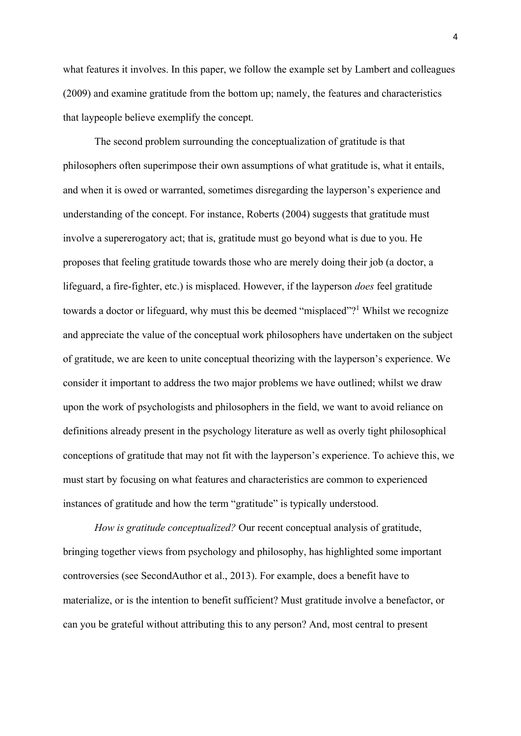what features it involves. In this paper, we follow the example set by Lambert and colleagues (2009) and examine gratitude from the bottom up; namely, the features and characteristics that laypeople believe exemplify the concept.

The second problem surrounding the conceptualization of gratitude is that philosophers often superimpose their own assumptions of what gratitude is, what it entails, and when it is owed or warranted, sometimes disregarding the layperson's experience and understanding of the concept. For instance, Roberts (2004) suggests that gratitude must involve a supererogatory act; that is, gratitude must go beyond what is due to you. He proposes that feeling gratitude towards those who are merely doing their job (a doctor, a lifeguard, a fire-fighter, etc.) is misplaced. However, if the layperson *does* feel gratitude towards a doctor or lifeguard, why must this be deemed "misplaced"?[1] Whilst we recognize and appreciate the value of the conceptual work philosophers have undertaken on the subject of gratitude, we are keen to unite conceptual theorizing with the layperson's experience. We consider it important to address the two major problems we have outlined; whilst we draw upon the work of psychologists and philosophers in the field, we want to avoid reliance on definitions already present in the psychology literature as well as overly tight philosophical conceptions of gratitude that may not fit with the layperson's experience. To achieve this, we must start by focusing on what features and characteristics are common to experienced instances of gratitude and how the term "gratitude" is typically understood.

*How is gratitude conceptualized?* Our recent conceptual analysis of gratitude, bringing together views from psychology and philosophy, has highlighted some important controversies (see SecondAuthor et al., 2013). For example, does a benefit have to materialize, or is the intention to benefit sufficient? Must gratitude involve a benefactor, or can you be grateful without attributing this to any person? And, most central to present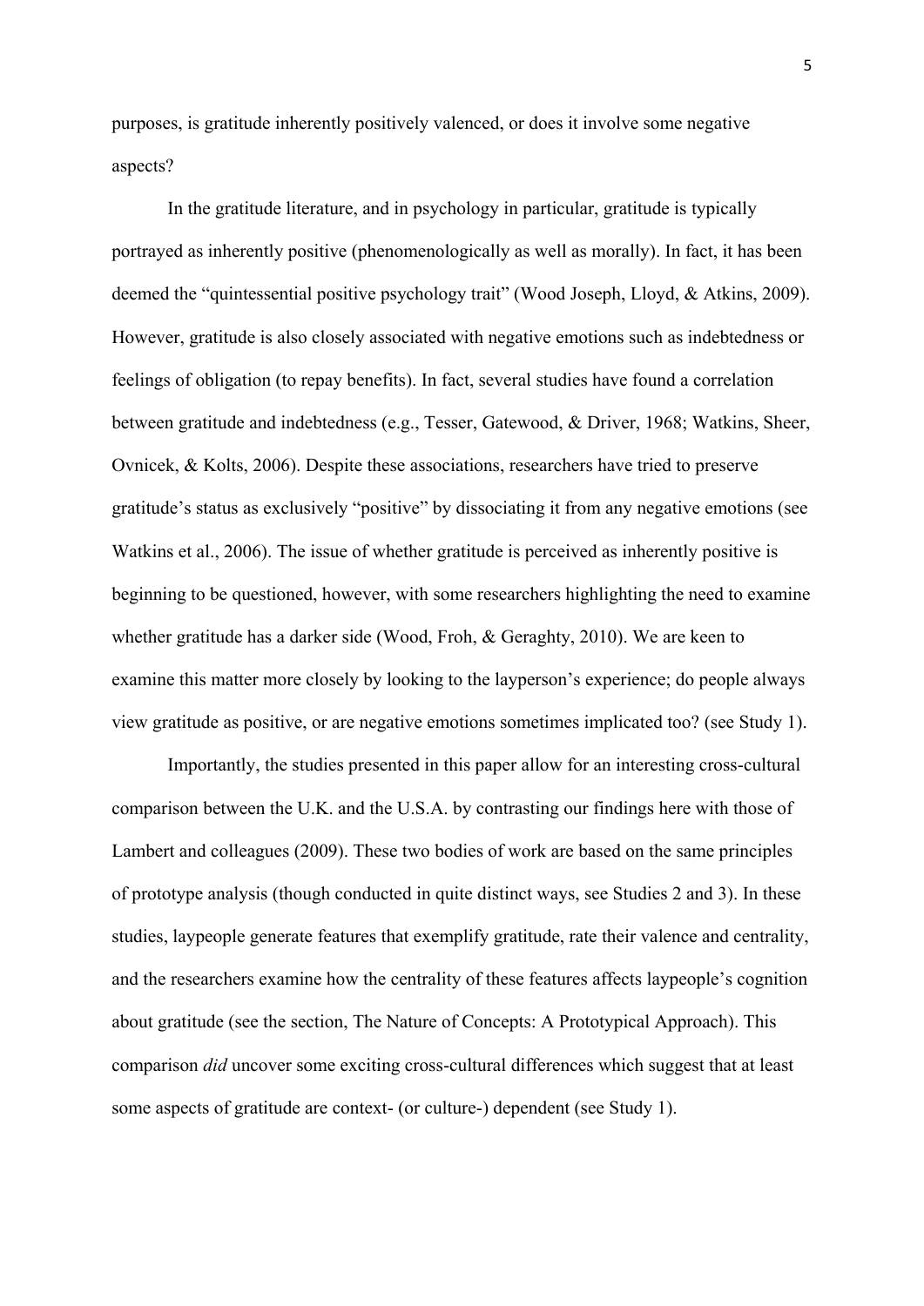purposes, is gratitude inherently positively valenced, or does it involve some negative aspects?

In the gratitude literature, and in psychology in particular, gratitude is typically portrayed as inherently positive (phenomenologically as well as morally). In fact, it has been deemed the "quintessential positive psychology trait" (Wood Joseph, Lloyd, & Atkins, 2009). However, gratitude is also closely associated with negative emotions such as indebtedness or feelings of obligation (to repay benefits). In fact, several studies have found a correlation between gratitude and indebtedness (e.g., Tesser, Gatewood, & Driver, 1968; Watkins, Sheer, Ovnicek, & Kolts, 2006). Despite these associations, researchers have tried to preserve gratitude's status as exclusively "positive" by dissociating it from any negative emotions (see Watkins et al., 2006). The issue of whether gratitude is perceived as inherently positive is beginning to be questioned, however, with some researchers highlighting the need to examine whether gratitude has a darker side (Wood, Froh, & Geraghty, 2010). We are keen to examine this matter more closely by looking to the layperson's experience; do people always view gratitude as positive, or are negative emotions sometimes implicated too? (see Study 1).

Importantly, the studies presented in this paper allow for an interesting cross-cultural comparison between the U.K. and the U.S.A. by contrasting our findings here with those of Lambert and colleagues (2009). These two bodies of work are based on the same principles of prototype analysis (though conducted in quite distinct ways, see Studies 2 and 3). In these studies, laypeople generate features that exemplify gratitude, rate their valence and centrality, and the researchers examine how the centrality of these features affects laypeople's cognition about gratitude (see the section, The Nature of Concepts: A Prototypical Approach). This comparison *did* uncover some exciting cross-cultural differences which suggest that at least some aspects of gratitude are context- (or culture-) dependent (see Study 1).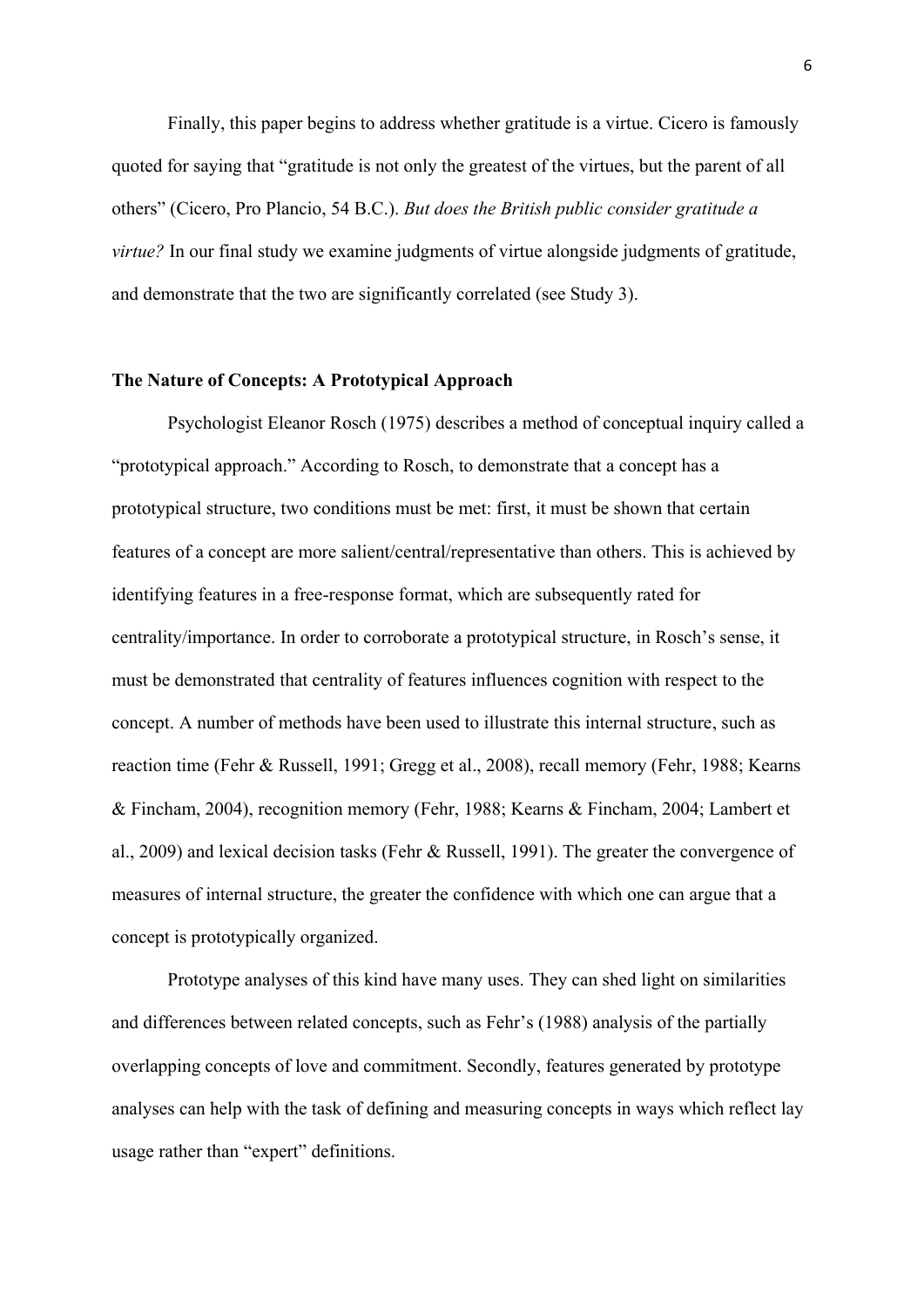Finally, this paper begins to address whether gratitude is a virtue. Cicero is famously quoted for saying that "gratitude is not only the greatest of the virtues, but the parent of all others" (Cicero, Pro Plancio, 54 B.C.). *But does the British public consider gratitude a virtue?* In our final study we examine judgments of virtue alongside judgments of gratitude, and demonstrate that the two are significantly correlated (see Study 3).

**The Nature of Concepts: A Prototypical Approach**

Psychologist Eleanor Rosch (1975) describes a method of conceptual inquiry called a "prototypical approach." According to Rosch, to demonstrate that a concept has a prototypical structure, two conditions must be met: first, it must be shown that certain features of a concept are more salient/central/representative than others. This is achieved by identifying features in a free-response format, which are subsequently rated for centrality/importance. In order to corroborate a prototypical structure, in Rosch's sense, it must be demonstrated that centrality of features influences cognition with respect to the concept. A number of methods have been used to illustrate this internal structure, such as reaction time (Fehr & Russell, 1991; Gregg et al., 2008), recall memory (Fehr, 1988; Kearns & Fincham, 2004), recognition memory (Fehr, 1988; Kearns & Fincham, 2004; Lambert et al., 2009) and lexical decision tasks (Fehr & Russell, 1991). The greater the convergence of measures of internal structure, the greater the confidence with which one can argue that a concept is prototypically organized.

Prototype analyses of this kind have many uses. They can shed light on similarities and differences between related concepts, such as Fehr's (1988) analysis of the partially overlapping concepts of love and commitment. Secondly, features generated by prototype analyses can help with the task of defining and measuring concepts in ways which reflect lay usage rather than "expert" definitions.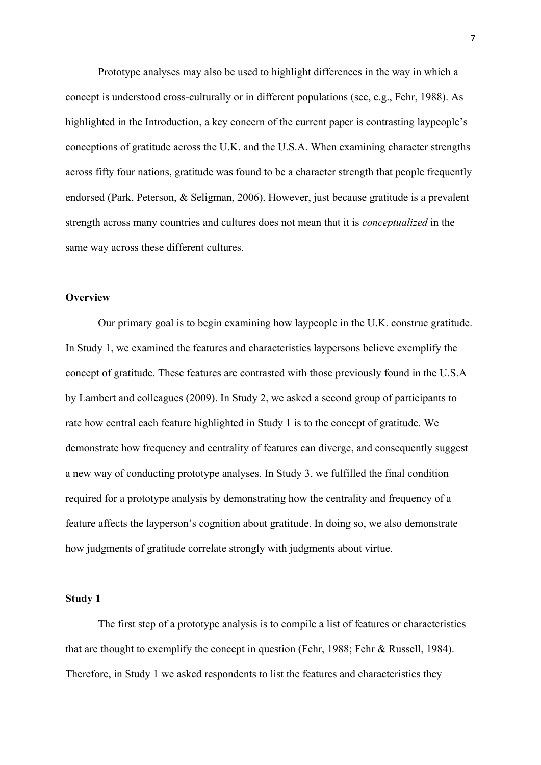Prototype analyses may also be used to highlight differences in the way in which a concept is understood cross-culturally or in different populations (see, e.g., Fehr, 1988). As highlighted in the Introduction, a key concern of the current paper is contrasting laypeople's conceptions of gratitude across the U.K. and the U.S.A. When examining character strengths across fifty four nations, gratitude was found to be a character strength that people frequently endorsed (Park, Peterson, & Seligman, 2006). However, just because gratitude is a prevalent strength across many countries and cultures does not mean that it is *conceptualized* in the same way across these different cultures.

## Overview

Our primary goal is to begin examining how laypeople in the U.K. construe gratitude. In Study 1, we examined the features and characteristics laypersons believe exemplify the concept of gratitude. These features are contrasted with those previously found in the U.S.A by Lambert and colleagues (2009). In Study 2, we asked a second group of participants to rate how central each feature highlighted in Study 1 is to the concept of gratitude. We demonstrate how frequency and centrality of features can diverge, and consequently suggest a new way of conducting prototype analyses. In Study 3, we fulfilled the final condition required for a prototype analysis by demonstrating how the centrality and frequency of a feature affects the layperson's cognition about gratitude. In doing so, we also demonstrate how judgments of gratitude correlate strongly with judgments about virtue.

## Study 1

The first step of a prototype analysis is to compile a list of features or characteristics that are thought to exemplify the concept in question (Fehr, 1988; Fehr & Russell, 1984). Therefore, in Study 1 we asked respondents to list the features and characteristics they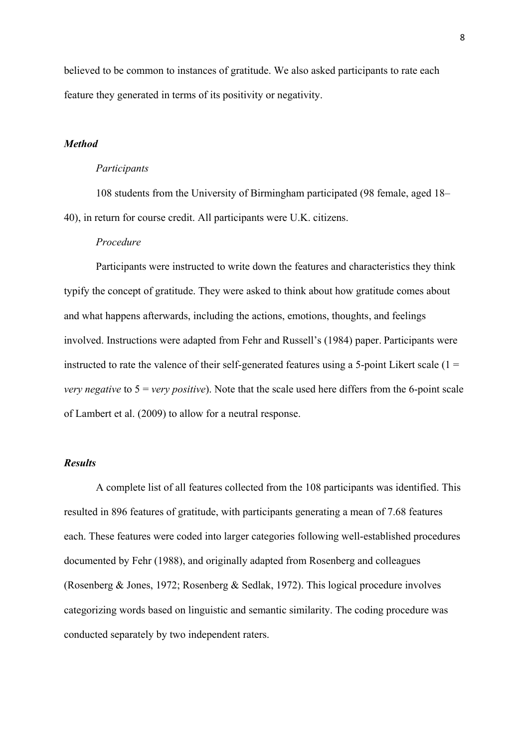believed to be common to instances of gratitude. We also asked participants to rate each feature they generated in terms of its positivity or negativity.

### *Method*

#### *Participants*

108 students from the University of Birmingham participated (98 female, aged 18–40), in return for course credit. All participants were U.K. citizens.

#### *Procedure*

Participants were instructed to write down the features and characteristics they think typify the concept of gratitude. They were asked to think about how gratitude comes about and what happens afterwards, including the actions, emotions, thoughts, and feelings involved. Instructions were adapted from Fehr and Russell's (1984) paper. Participants were instructed to rate the valence of their self-generated features using a 5-point Likert scale (1 = *very negative* to 5 = *very positive*). Note that the scale used here differs from the 6-point scale of Lambert et al. (2009) to allow for a neutral response.

### *Results*

A complete list of all features collected from the 108 participants was identified. This resulted in 896 features of gratitude, with participants generating a mean of 7.68 features each. These features were coded into larger categories following well-established procedures documented by Fehr (1988), and originally adapted from Rosenberg and colleagues (Rosenberg & Jones, 1972; Rosenberg & Sedlak, 1972). This logical procedure involves categorizing words based on linguistic and semantic similarity. The coding procedure was conducted separately by two independent raters.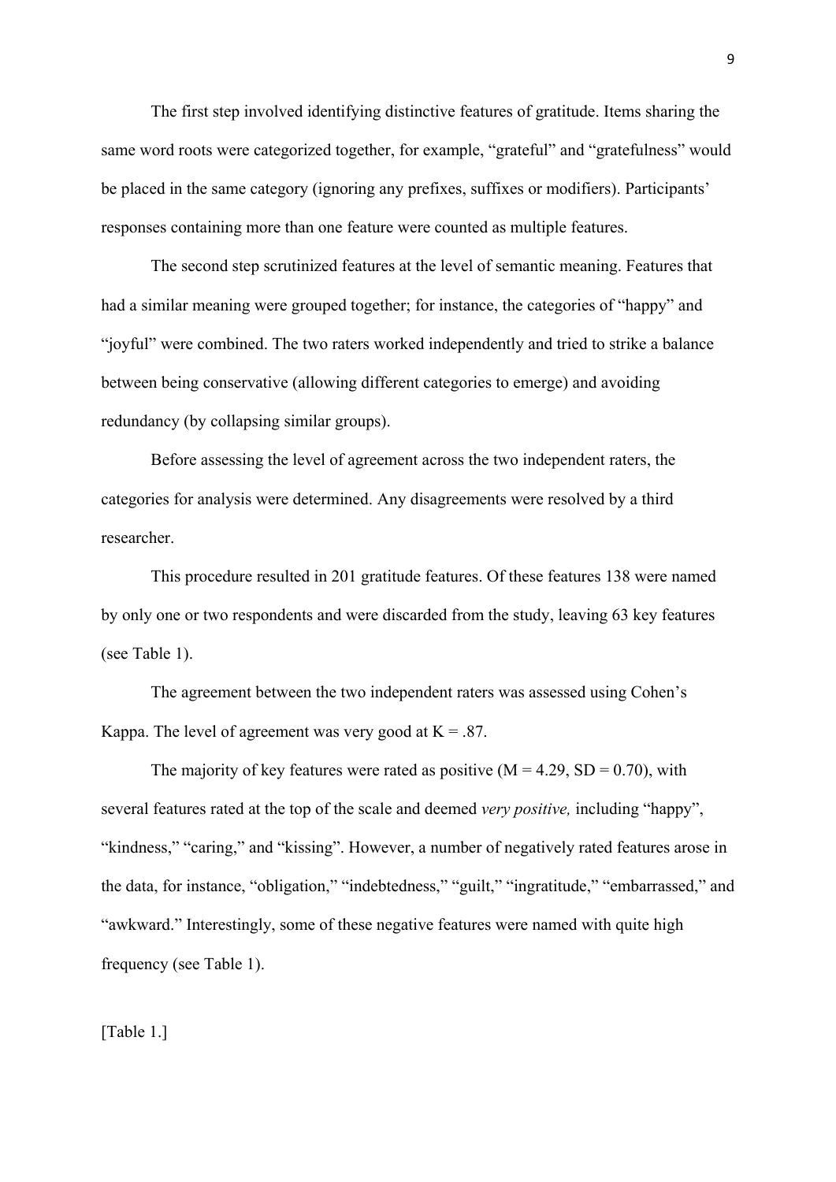The first step involved identifying distinctive features of gratitude. Items sharing the same word roots were categorized together, for example, "grateful" and "gratefulness" would be placed in the same category (ignoring any prefixes, suffixes or modifiers). Participants' responses containing more than one feature were counted as multiple features.

The second step scrutinized features at the level of semantic meaning. Features that had a similar meaning were grouped together; for instance, the categories of "happy" and "joyful" were combined. The two raters worked independently and tried to strike a balance between being conservative (allowing different categories to emerge) and avoiding redundancy (by collapsing similar groups).

Before assessing the level of agreement across the two independent raters, the categories for analysis were determined. Any disagreements were resolved by a third researcher.

This procedure resulted in 201 gratitude features. Of these features 138 were named by only one or two respondents and were discarded from the study, leaving 63 key features (see Table 1).

The agreement between the two independent raters was assessed using Cohen's Kappa. The level of agreement was very good at $K = .87$.

The majority of key features were rated as positive ($M = 4.29$, $SD = 0.70$), with several features rated at the top of the scale and deemed *very positive,* including "happy", "kindness," "caring," and "kissing". However, a number of negatively rated features arose in the data, for instance, "obligation," "indebtedness," "guilt," "ingratitude," "embarrassed," and "awkward." Interestingly, some of these negative features were named with quite high frequency (see Table 1).

[Table 1.]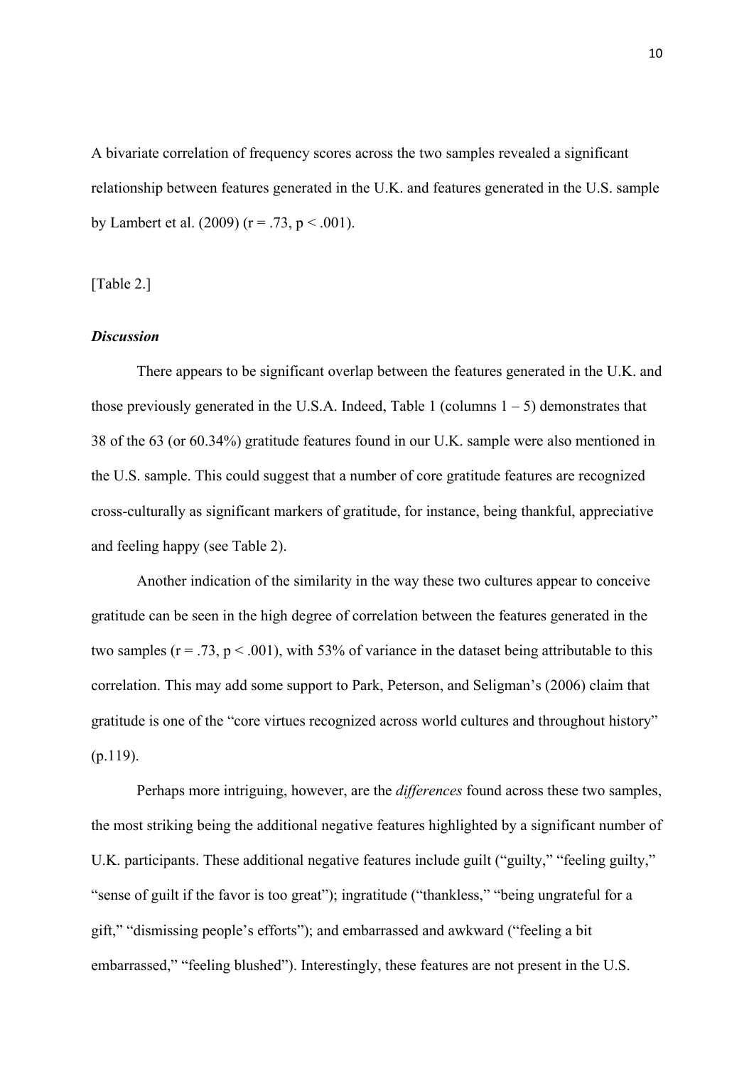A bivariate correlation of frequency scores across the two samples revealed a significant relationship between features generated in the U.K. and features generated in the U.S. sample by Lambert et al. (2009) ($r = .73$, $p < .001$).

[Table 2.]

***Discussion***

There appears to be significant overlap between the features generated in the U.K. and those previously generated in the U.S.A. Indeed, Table 1 (columns 1 – 5) demonstrates that 38 of the 63 (or 60.34%) gratitude features found in our U.K. sample were also mentioned in the U.S. sample. This could suggest that a number of core gratitude features are recognized cross-culturally as significant markers of gratitude, for instance, being thankful, appreciative and feeling happy (see Table 2).

Another indication of the similarity in the way these two cultures appear to conceive gratitude can be seen in the high degree of correlation between the features generated in the two samples ($r = .73$, $p < .001$), with 53% of variance in the dataset being attributable to this correlation. This may add some support to Park, Peterson, and Seligman's (2006) claim that gratitude is one of the "core virtues recognized across world cultures and throughout history" (p.119).

Perhaps more intriguing, however, are the *differences* found across these two samples, the most striking being the additional negative features highlighted by a significant number of U.K. participants. These additional negative features include guilt ("guilty," "feeling guilty," "sense of guilt if the favor is too great"); ingratitude ("thankless," "being ungrateful for a gift," "dismissing people's efforts"); and embarrassed and awkward ("feeling a bit embarrassed," "feeling blushed"). Interestingly, these features are not present in the U.S.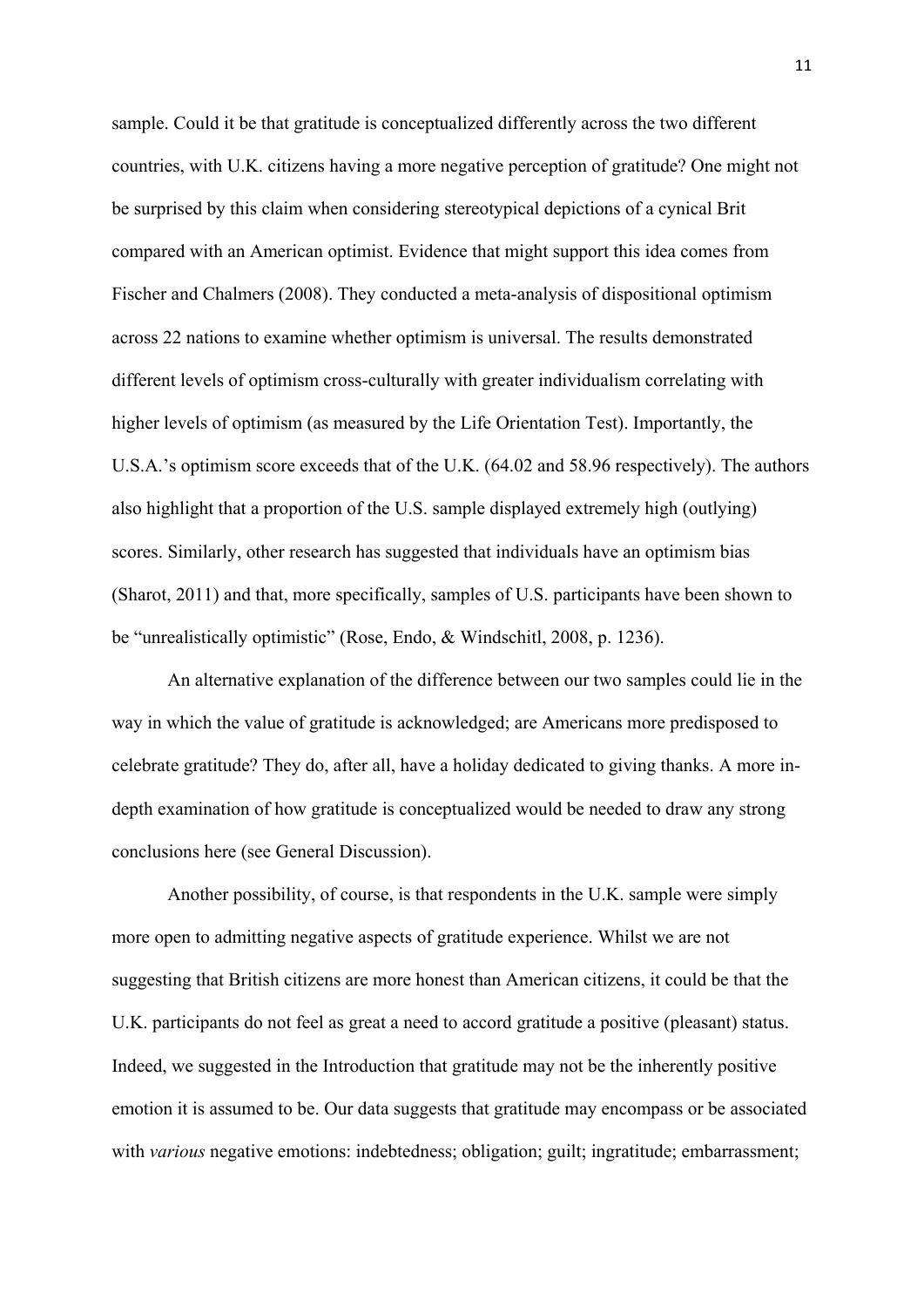sample. Could it be that gratitude is conceptualized differently across the two different countries, with U.K. citizens having a more negative perception of gratitude? One might not be surprised by this claim when considering stereotypical depictions of a cynical Brit compared with an American optimist. Evidence that might support this idea comes from Fischer and Chalmers (2008). They conducted a meta-analysis of dispositional optimism across 22 nations to examine whether optimism is universal. The results demonstrated different levels of optimism cross-culturally with greater individualism correlating with higher levels of optimism (as measured by the Life Orientation Test). Importantly, the U.S.A.'s optimism score exceeds that of the U.K. (64.02 and 58.96 respectively). The authors also highlight that a proportion of the U.S. sample displayed extremely high (outlying) scores. Similarly, other research has suggested that individuals have an optimism bias (Sharot, 2011) and that, more specifically, samples of U.S. participants have been shown to be "unrealistically optimistic" (Rose, Endo, & Windschitl, 2008, p. 1236).

An alternative explanation of the difference between our two samples could lie in the way in which the value of gratitude is acknowledged; are Americans more predisposed to celebrate gratitude? They do, after all, have a holiday dedicated to giving thanks. A more in-depth examination of how gratitude is conceptualized would be needed to draw any strong conclusions here (see General Discussion).

Another possibility, of course, is that respondents in the U.K. sample were simply more open to admitting negative aspects of gratitude experience. Whilst we are not suggesting that British citizens are more honest than American citizens, it could be that the U.K. participants do not feel as great a need to accord gratitude a positive (pleasant) status. Indeed, we suggested in the Introduction that gratitude may not be the inherently positive emotion it is assumed to be. Our data suggests that gratitude may encompass or be associated with *various* negative emotions: indebtedness; obligation; guilt; ingratitude; embarrassment;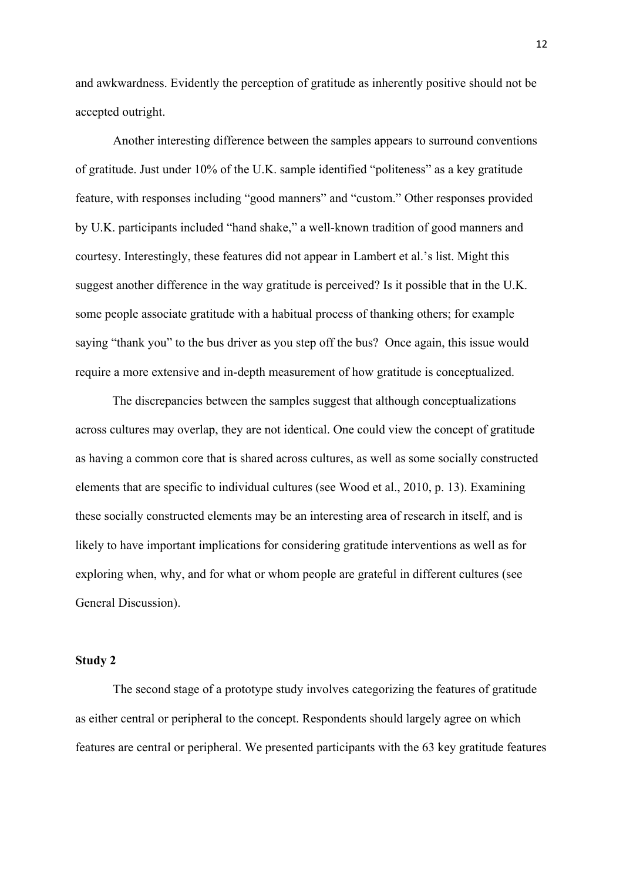and awkwardness. Evidently the perception of gratitude as inherently positive should not be accepted outright.

Another interesting difference between the samples appears to surround conventions of gratitude. Just under 10% of the U.K. sample identified "politeness" as a key gratitude feature, with responses including "good manners" and "custom." Other responses provided by U.K. participants included "hand shake," a well-known tradition of good manners and courtesy. Interestingly, these features did not appear in Lambert et al.'s list. Might this suggest another difference in the way gratitude is perceived? Is it possible that in the U.K. some people associate gratitude with a habitual process of thanking others; for example saying "thank you" to the bus driver as you step off the bus? Once again, this issue would require a more extensive and in-depth measurement of how gratitude is conceptualized.

The discrepancies between the samples suggest that although conceptualizations across cultures may overlap, they are not identical. One could view the concept of gratitude as having a common core that is shared across cultures, as well as some socially constructed elements that are specific to individual cultures (see Wood et al., 2010, p. 13). Examining these socially constructed elements may be an interesting area of research in itself, and is likely to have important implications for considering gratitude interventions as well as for exploring when, why, and for what or whom people are grateful in different cultures (see General Discussion).

**Study 2**

The second stage of a prototype study involves categorizing the features of gratitude as either central or peripheral to the concept. Respondents should largely agree on which features are central or peripheral. We presented participants with the 63 key gratitude features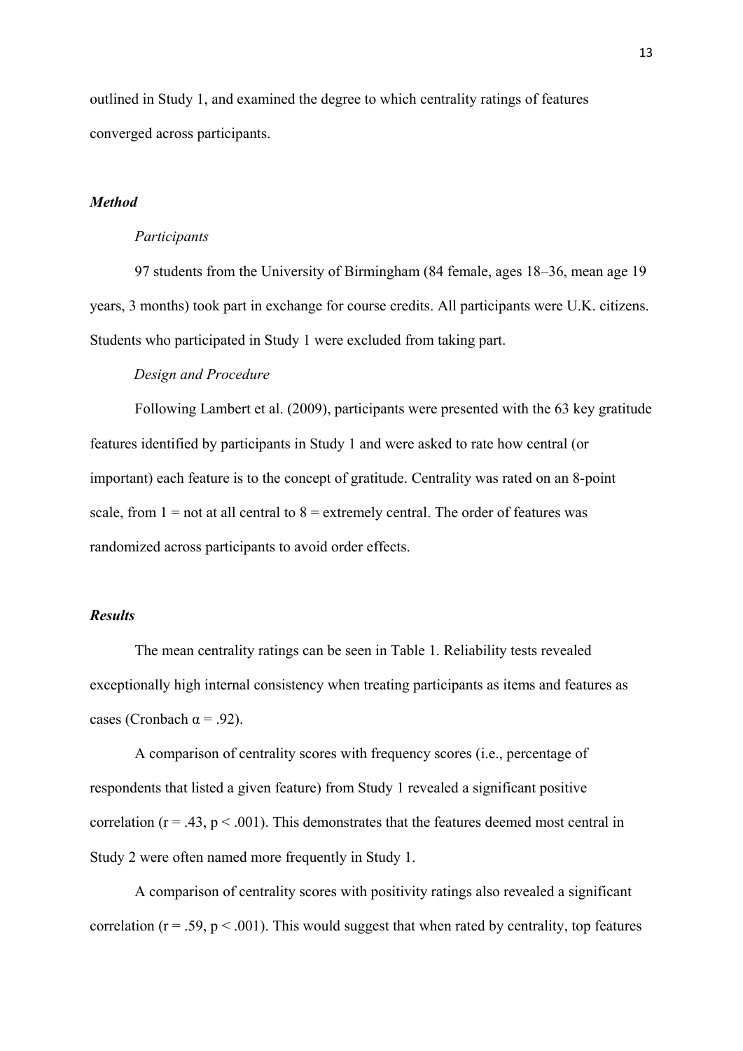outlined in Study 1, and examined the degree to which centrality ratings of features converged across participants.

### *Method*

#### *Participants*

97 students from the University of Birmingham (84 female, ages 18–36, mean age 19 years, 3 months) took part in exchange for course credits. All participants were U.K. citizens. Students who participated in Study 1 were excluded from taking part.

#### *Design and Procedure*

Following Lambert et al. (2009), participants were presented with the 63 key gratitude features identified by participants in Study 1 and were asked to rate how central (or important) each feature is to the concept of gratitude. Centrality was rated on an 8-point scale, from 1 = not at all central to 8 = extremely central. The order of features was randomized across participants to avoid order effects.

### *Results*

The mean centrality ratings can be seen in Table 1. Reliability tests revealed exceptionally high internal consistency when treating participants as items and features as cases (Cronbach $\alpha = .92$).

A comparison of centrality scores with frequency scores (i.e., percentage of respondents that listed a given feature) from Study 1 revealed a significant positive correlation ($r = .43$, $p < .001$). This demonstrates that the features deemed most central in Study 2 were often named more frequently in Study 1.

A comparison of centrality scores with positivity ratings also revealed a significant correlation ($r = .59$, $p < .001$). This would suggest that when rated by centrality, top features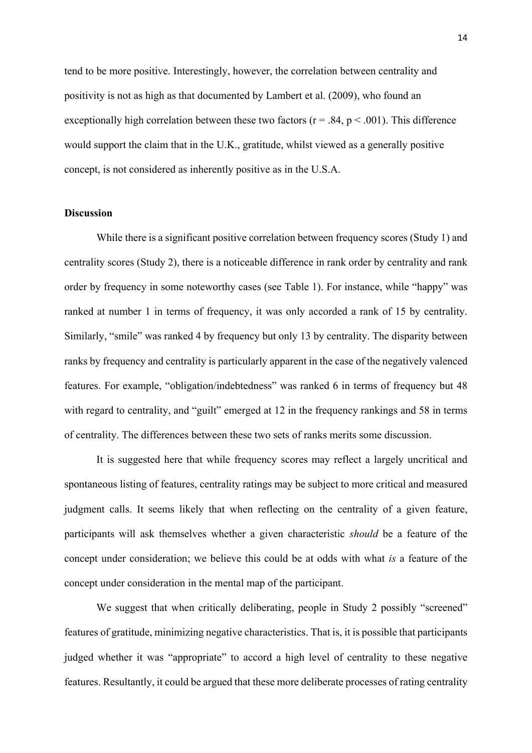tend to be more positive. Interestingly, however, the correlation between centrality and positivity is not as high as that documented by Lambert et al. (2009), who found an exceptionally high correlation between these two factors ($r = .84$, $p < .001$). This difference would support the claim that in the U.K., gratitude, whilst viewed as a generally positive concept, is not considered as inherently positive as in the U.S.A.

**Discussion**

While there is a significant positive correlation between frequency scores (Study 1) and centrality scores (Study 2), there is a noticeable difference in rank order by centrality and rank order by frequency in some noteworthy cases (see Table 1). For instance, while "happy" was ranked at number 1 in terms of frequency, it was only accorded a rank of 15 by centrality. Similarly, "smile" was ranked 4 by frequency but only 13 by centrality. The disparity between ranks by frequency and centrality is particularly apparent in the case of the negatively valenced features. For example, "obligation/indebtedness" was ranked 6 in terms of frequency but 48 with regard to centrality, and "guilt" emerged at 12 in the frequency rankings and 58 in terms of centrality. The differences between these two sets of ranks merits some discussion.

It is suggested here that while frequency scores may reflect a largely uncritical and spontaneous listing of features, centrality ratings may be subject to more critical and measured judgment calls. It seems likely that when reflecting on the centrality of a given feature, participants will ask themselves whether a given characteristic *should* be a feature of the concept under consideration; we believe this could be at odds with what *is* a feature of the concept under consideration in the mental map of the participant.

We suggest that when critically deliberating, people in Study 2 possibly "screened" features of gratitude, minimizing negative characteristics. That is, it is possible that participants judged whether it was "appropriate" to accord a high level of centrality to these negative features. Resultantly, it could be argued that these more deliberate processes of rating centrality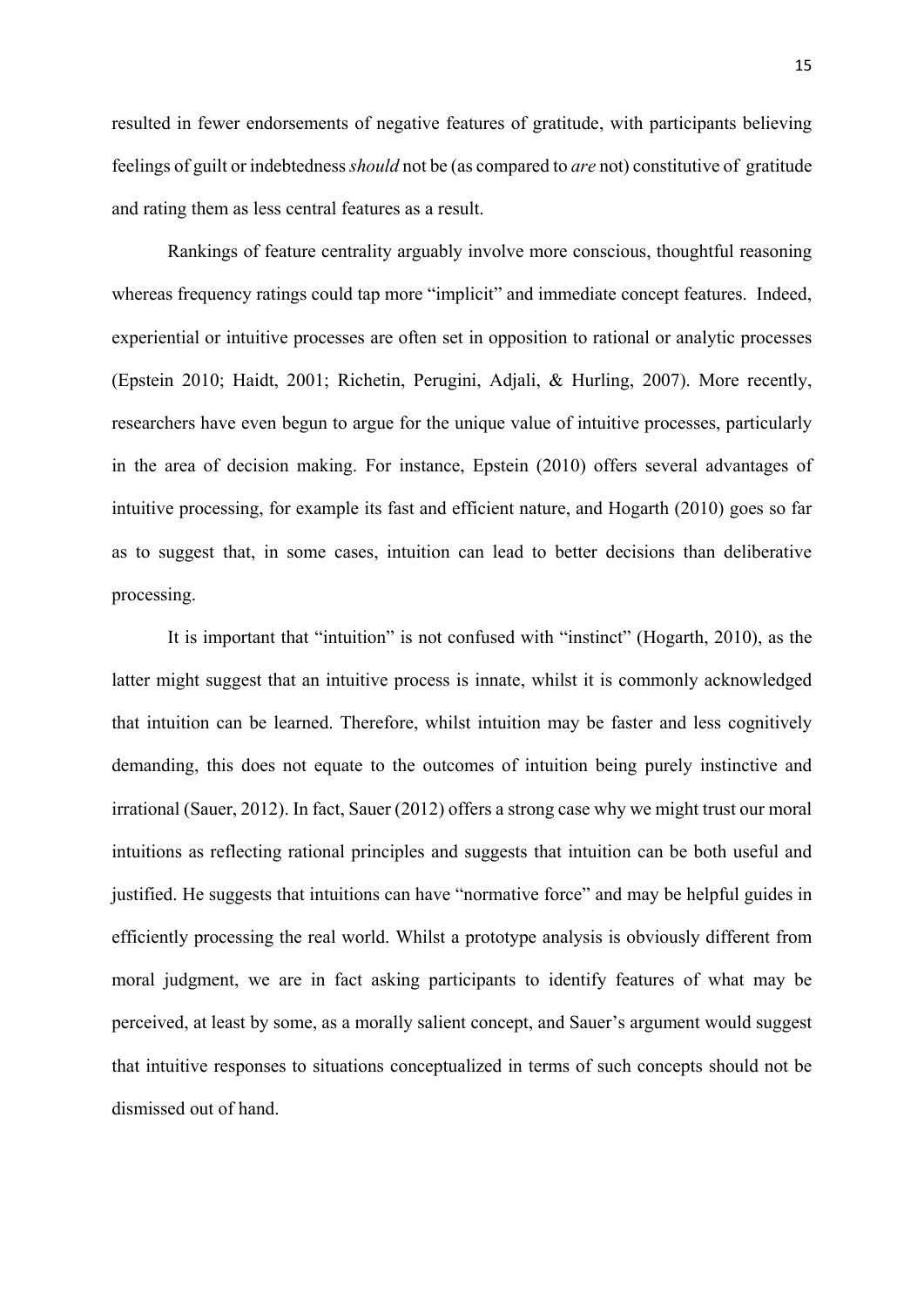resulted in fewer endorsements of negative features of gratitude, with participants believing feelings of guilt or indebtedness *should* not be (as compared to *are* not) constitutive of gratitude and rating them as less central features as a result.

Rankings of feature centrality arguably involve more conscious, thoughtful reasoning whereas frequency ratings could tap more "implicit" and immediate concept features. Indeed, experiential or intuitive processes are often set in opposition to rational or analytic processes (Epstein 2010; Haidt, 2001; Richetin, Perugini, Adjali, & Hurling, 2007). More recently, researchers have even begun to argue for the unique value of intuitive processes, particularly in the area of decision making. For instance, Epstein (2010) offers several advantages of intuitive processing, for example its fast and efficient nature, and Hogarth (2010) goes so far as to suggest that, in some cases, intuition can lead to better decisions than deliberative processing.

It is important that "intuition" is not confused with "instinct" (Hogarth, 2010), as the latter might suggest that an intuitive process is innate, whilst it is commonly acknowledged that intuition can be learned. Therefore, whilst intuition may be faster and less cognitively demanding, this does not equate to the outcomes of intuition being purely instinctive and irrational (Sauer, 2012). In fact, Sauer (2012) offers a strong case why we might trust our moral intuitions as reflecting rational principles and suggests that intuition can be both useful and justified. He suggests that intuitions can have "normative force" and may be helpful guides in efficiently processing the real world. Whilst a prototype analysis is obviously different from moral judgment, we are in fact asking participants to identify features of what may be perceived, at least by some, as a morally salient concept, and Sauer's argument would suggest that intuitive responses to situations conceptualized in terms of such concepts should not be dismissed out of hand.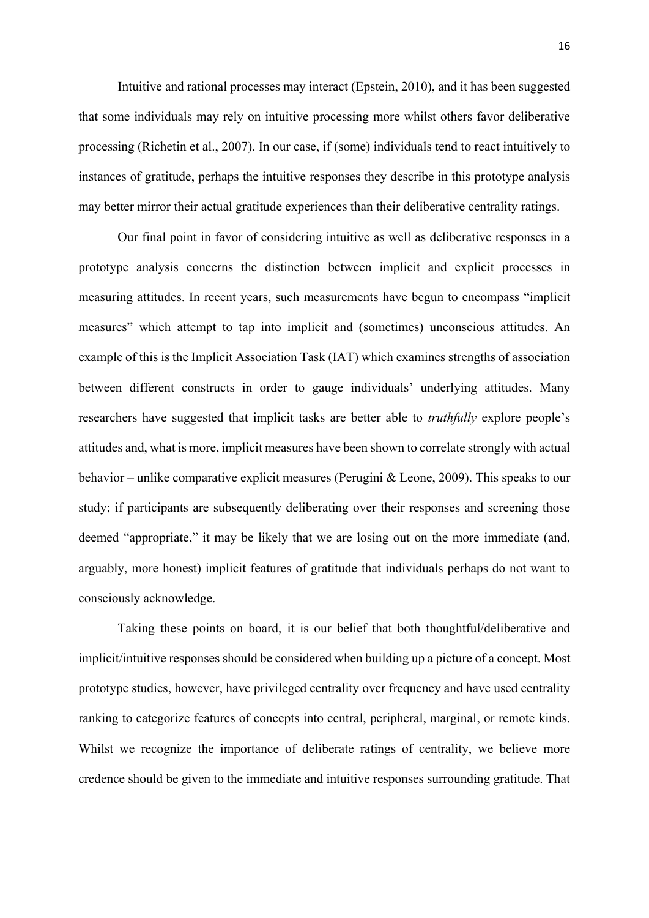Intuitive and rational processes may interact (Epstein, 2010), and it has been suggested that some individuals may rely on intuitive processing more whilst others favor deliberative processing (Richetin et al., 2007). In our case, if (some) individuals tend to react intuitively to instances of gratitude, perhaps the intuitive responses they describe in this prototype analysis may better mirror their actual gratitude experiences than their deliberative centrality ratings.

Our final point in favor of considering intuitive as well as deliberative responses in a prototype analysis concerns the distinction between implicit and explicit processes in measuring attitudes. In recent years, such measurements have begun to encompass "implicit measures" which attempt to tap into implicit and (sometimes) unconscious attitudes. An example of this is the Implicit Association Task (IAT) which examines strengths of association between different constructs in order to gauge individuals' underlying attitudes. Many researchers have suggested that implicit tasks are better able to *truthfully* explore people's attitudes and, what is more, implicit measures have been shown to correlate strongly with actual behavior – unlike comparative explicit measures (Perugini & Leone, 2009). This speaks to our study; if participants are subsequently deliberating over their responses and screening those deemed "appropriate," it may be likely that we are losing out on the more immediate (and, arguably, more honest) implicit features of gratitude that individuals perhaps do not want to consciously acknowledge.

Taking these points on board, it is our belief that both thoughtful/deliberative and implicit/intuitive responses should be considered when building up a picture of a concept. Most prototype studies, however, have privileged centrality over frequency and have used centrality ranking to categorize features of concepts into central, peripheral, marginal, or remote kinds. Whilst we recognize the importance of deliberate ratings of centrality, we believe more credence should be given to the immediate and intuitive responses surrounding gratitude. That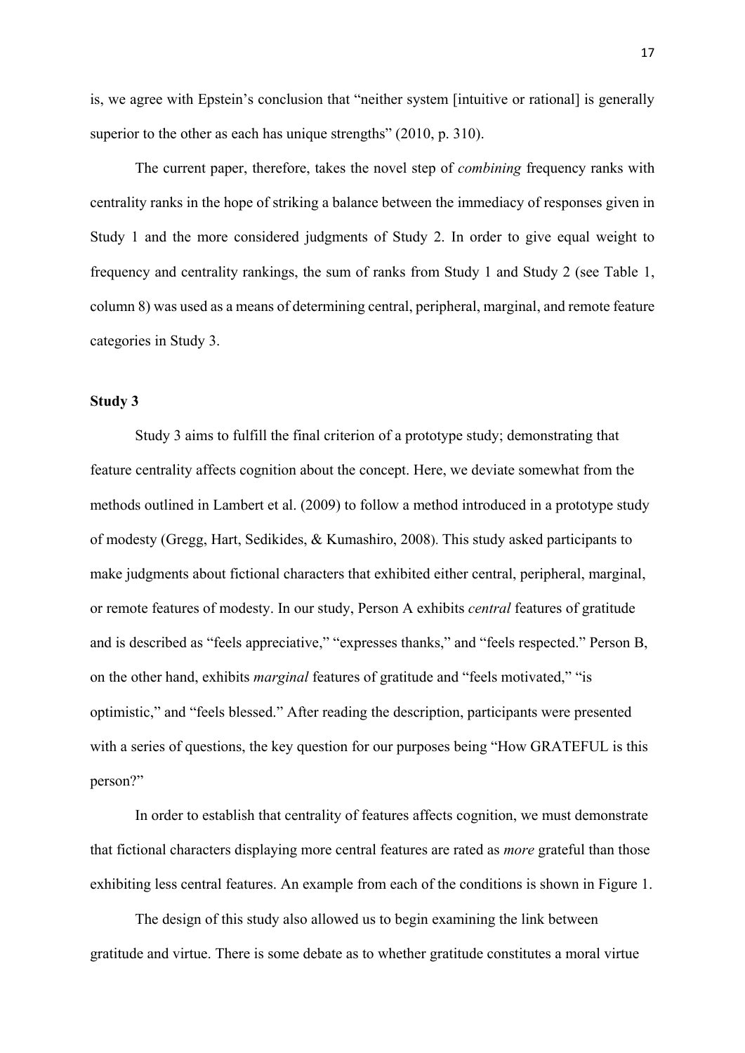is, we agree with Epstein's conclusion that "neither system [intuitive or rational] is generally superior to the other as each has unique strengths" (2010, p. 310).

The current paper, therefore, takes the novel step of *combining* frequency ranks with centrality ranks in the hope of striking a balance between the immediacy of responses given in Study 1 and the more considered judgments of Study 2. In order to give equal weight to frequency and centrality rankings, the sum of ranks from Study 1 and Study 2 (see Table 1, column 8) was used as a means of determining central, peripheral, marginal, and remote feature categories in Study 3.

**Study 3**

Study 3 aims to fulfill the final criterion of a prototype study; demonstrating that feature centrality affects cognition about the concept. Here, we deviate somewhat from the methods outlined in Lambert et al. (2009) to follow a method introduced in a prototype study of modesty (Gregg, Hart, Sedikides, & Kumashiro, 2008). This study asked participants to make judgments about fictional characters that exhibited either central, peripheral, marginal, or remote features of modesty. In our study, Person A exhibits *central* features of gratitude and is described as "feels appreciative," "expresses thanks," and "feels respected." Person B, on the other hand, exhibits *marginal* features of gratitude and "feels motivated," "is optimistic," and "feels blessed." After reading the description, participants were presented with a series of questions, the key question for our purposes being "How GRATEFUL is this person?"

In order to establish that centrality of features affects cognition, we must demonstrate that fictional characters displaying more central features are rated as *more* grateful than those exhibiting less central features. An example from each of the conditions is shown in Figure 1.

The design of this study also allowed us to begin examining the link between gratitude and virtue. There is some debate as to whether gratitude constitutes a moral virtue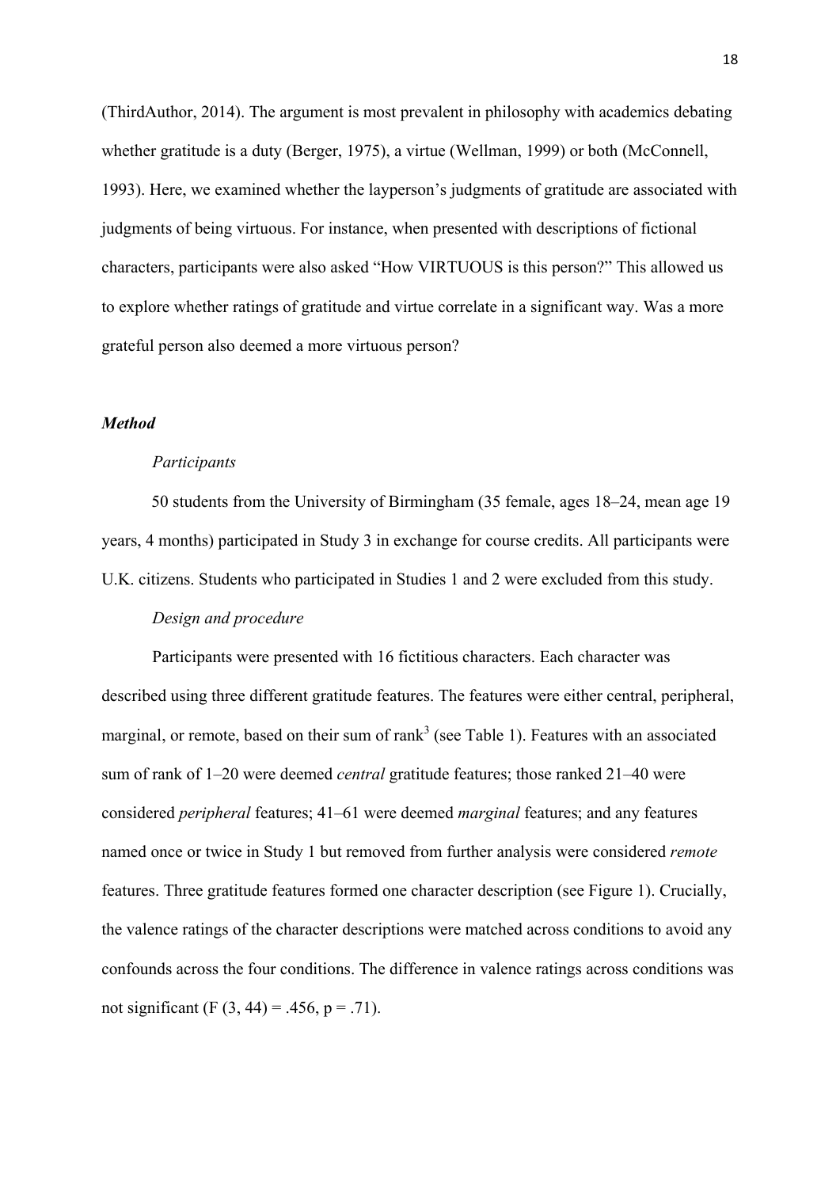(ThirdAuthor, 2014). The argument is most prevalent in philosophy with academics debating whether gratitude is a duty (Berger, 1975), a virtue (Wellman, 1999) or both (McConnell, 1993). Here, we examined whether the layperson's judgments of gratitude are associated with judgments of being virtuous. For instance, when presented with descriptions of fictional characters, participants were also asked "How VIRTUOUS is this person?" This allowed us to explore whether ratings of gratitude and virtue correlate in a significant way. Was a more grateful person also deemed a more virtuous person?

***Method***

*Participants*

50 students from the University of Birmingham (35 female, ages 18–24, mean age 19 years, 4 months) participated in Study 3 in exchange for course credits. All participants were U.K. citizens. Students who participated in Studies 1 and 2 were excluded from this study.

*Design and procedure*

Participants were presented with 16 fictitious characters. Each character was described using three different gratitude features. The features were either central, peripheral, marginal, or remote, based on their sum of rank[3] (see Table 1). Features with an associated sum of rank of 1–20 were deemed *central* gratitude features; those ranked 21–40 were considered *peripheral* features; 41–61 were deemed *marginal* features; and any features named once or twice in Study 1 but removed from further analysis were considered *remote* features. Three gratitude features formed one character description (see Figure 1). Crucially, the valence ratings of the character descriptions were matched across conditions to avoid any confounds across the four conditions. The difference in valence ratings across conditions was not significant ($F(3, 44) = .456$, $p = .71$).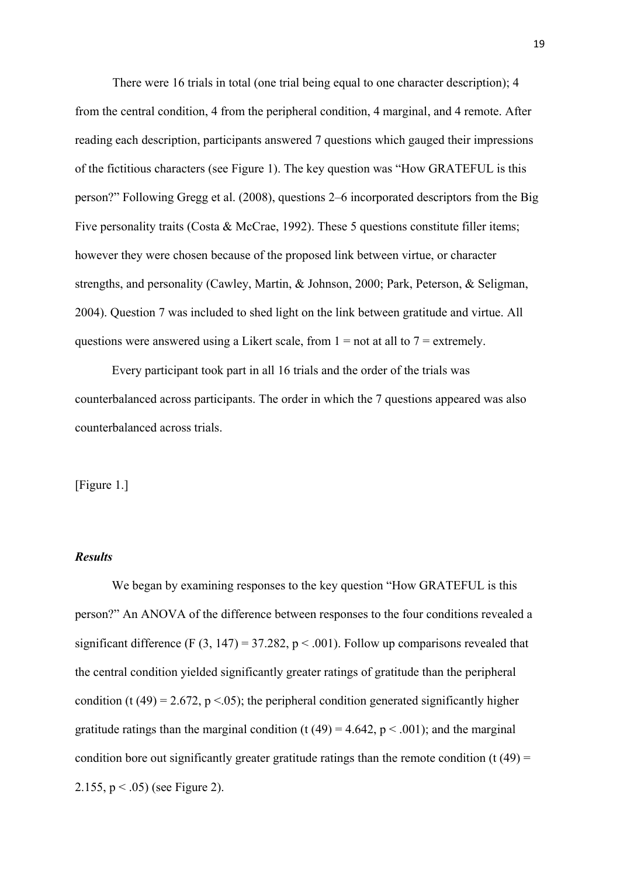There were 16 trials in total (one trial being equal to one character description); 4 from the central condition, 4 from the peripheral condition, 4 marginal, and 4 remote. After reading each description, participants answered 7 questions which gauged their impressions of the fictitious characters (see Figure 1). The key question was "How GRATEFUL is this person?" Following Gregg et al. (2008), questions 2–6 incorporated descriptors from the Big Five personality traits (Costa & McCrae, 1992). These 5 questions constitute filler items; however they were chosen because of the proposed link between virtue, or character strengths, and personality (Cawley, Martin, & Johnson, 2000; Park, Peterson, & Seligman, 2004). Question 7 was included to shed light on the link between gratitude and virtue. All questions were answered using a Likert scale, from 1 = not at all to 7 = extremely.

Every participant took part in all 16 trials and the order of the trials was counterbalanced across participants. The order in which the 7 questions appeared was also counterbalanced across trials.

[Figure 1.]

### *Results*

We began by examining responses to the key question "How GRATEFUL is this person?" An ANOVA of the difference between responses to the four conditions revealed a significant difference ($F(3, 147) = 37.282$, $p < .001$). Follow up comparisons revealed that the central condition yielded significantly greater ratings of gratitude than the peripheral condition ($t(49) = 2.672$, $p < .05$); the peripheral condition generated significantly higher gratitude ratings than the marginal condition ($t(49) = 4.642$, $p < .001$); and the marginal condition bore out significantly greater gratitude ratings than the remote condition ($t(49) = 2.155$, $p < .05$) (see Figure 2).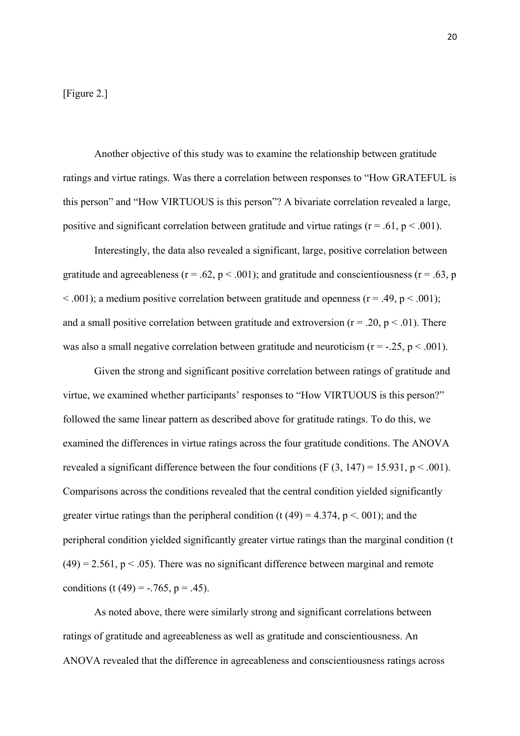[Figure 2.]

Another objective of this study was to examine the relationship between gratitude ratings and virtue ratings. Was there a correlation between responses to "How GRATEFUL is this person" and "How VIRTUOUS is this person"? A bivariate correlation revealed a large, positive and significant correlation between gratitude and virtue ratings ($r = .61$, $p < .001$).

Interestingly, the data also revealed a significant, large, positive correlation between gratitude and agreeableness ($r = .62$, $p < .001$); and gratitude and conscientiousness ($r = .63$, $p < .001$); a medium positive correlation between gratitude and openness ($r = .49$, $p < .001$); and a small positive correlation between gratitude and extroversion ($r = .20$, $p < .01$). There was also a small negative correlation between gratitude and neuroticism ($r = -.25$, $p < .001$).

Given the strong and significant positive correlation between ratings of gratitude and virtue, we examined whether participants' responses to "How VIRTUOUS is this person?" followed the same linear pattern as described above for gratitude ratings. To do this, we examined the differences in virtue ratings across the four gratitude conditions. The ANOVA revealed a significant difference between the four conditions ($F(3, 147) = 15.931$, $p < .001$). Comparisons across the conditions revealed that the central condition yielded significantly greater virtue ratings than the peripheral condition ($t(49) = 4.374$, $p < .001$); and the peripheral condition yielded significantly greater virtue ratings than the marginal condition ($t(49) = 2.561$, $p < .05$). There was no significant difference between marginal and remote conditions ($t(49) = -.765$, $p = .45$).

As noted above, there were similarly strong and significant correlations between ratings of gratitude and agreeableness as well as gratitude and conscientiousness. An ANOVA revealed that the difference in agreeableness and conscientiousness ratings across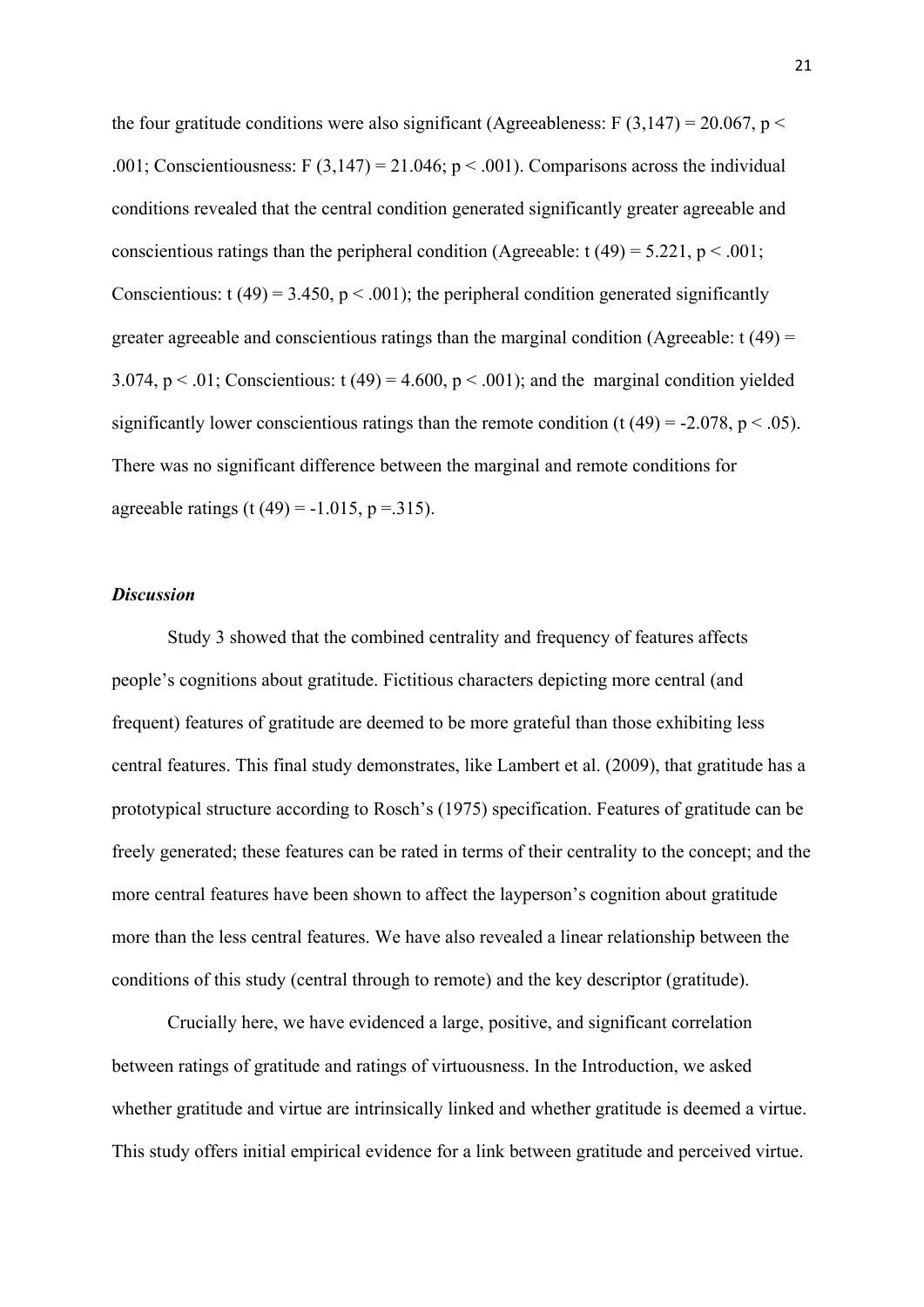the four gratitude conditions were also significant (Agreeableness: $F(3,147) = 20.067$, $p < .001$; Conscientiousness: $F(3,147) = 21.046$; $p < .001$). Comparisons across the individual conditions revealed that the central condition generated significantly greater agreeable and conscientious ratings than the peripheral condition (Agreeable: $t(49) = 5.221$, $p < .001$; Conscientious: $t(49) = 3.450$, $p < .001$); the peripheral condition generated significantly greater agreeable and conscientious ratings than the marginal condition (Agreeable: $t(49) = 3.074$, $p < .01$; Conscientious: $t(49) = 4.600$, $p < .001$); and the marginal condition yielded significantly lower conscientious ratings than the remote condition ($t(49) = -2.078$, $p < .05$). There was no significant difference between the marginal and remote conditions for agreeable ratings ($t(49) = -1.015$, $p = .315$).

### ***Discussion***

Study 3 showed that the combined centrality and frequency of features affects people's cognitions about gratitude. Fictitious characters depicting more central (and frequent) features of gratitude are deemed to be more grateful than those exhibiting less central features. This final study demonstrates, like Lambert et al. (2009), that gratitude has a prototypical structure according to Rosch's (1975) specification. Features of gratitude can be freely generated; these features can be rated in terms of their centrality to the concept; and the more central features have been shown to affect the layperson's cognition about gratitude more than the less central features. We have also revealed a linear relationship between the conditions of this study (central through to remote) and the key descriptor (gratitude).

Crucially here, we have evidenced a large, positive, and significant correlation between ratings of gratitude and ratings of virtuousness. In the Introduction, we asked whether gratitude and virtue are intrinsically linked and whether gratitude is deemed a virtue. This study offers initial empirical evidence for a link between gratitude and perceived virtue.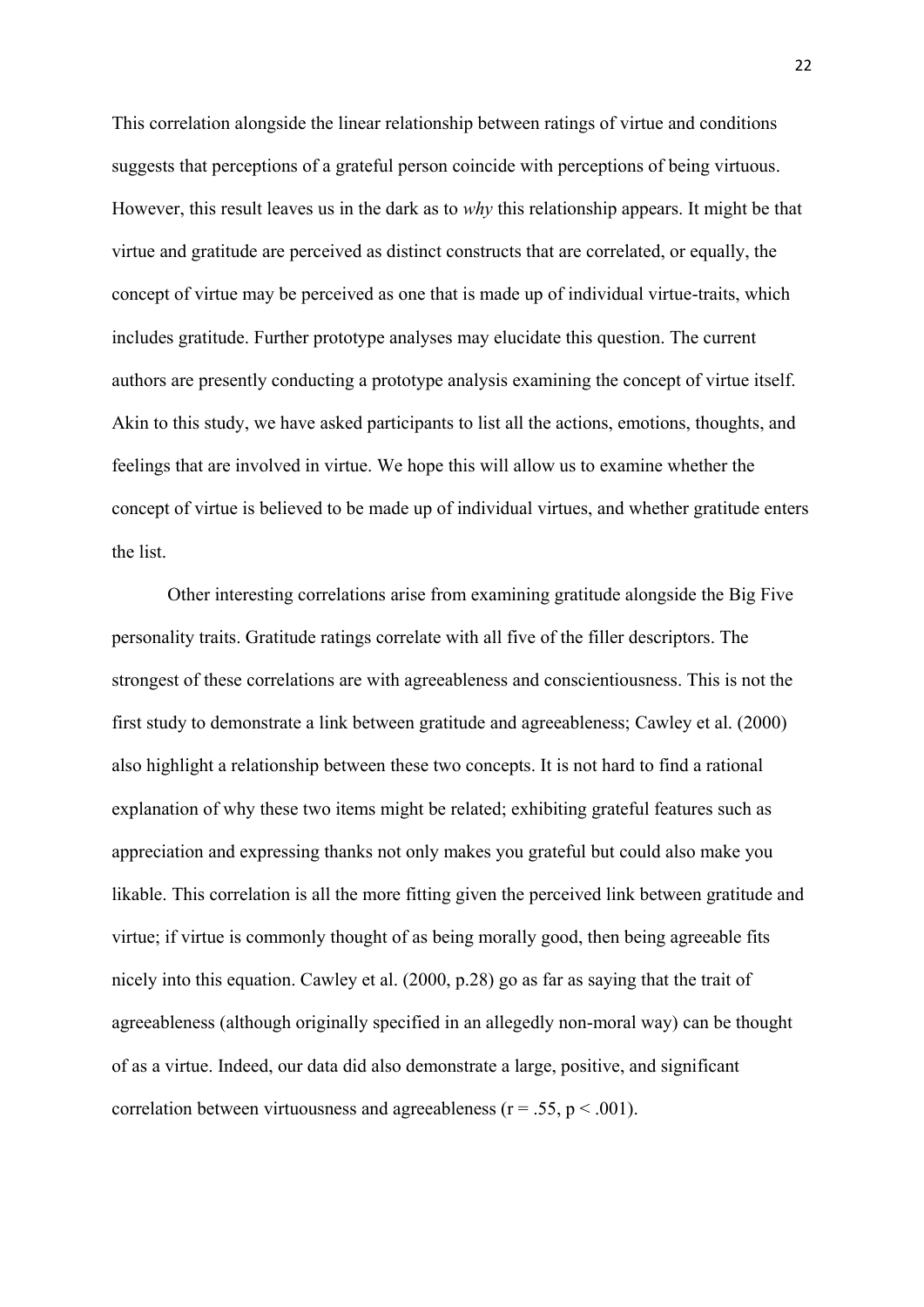This correlation alongside the linear relationship between ratings of virtue and conditions suggests that perceptions of a grateful person coincide with perceptions of being virtuous. However, this result leaves us in the dark as to *why* this relationship appears. It might be that virtue and gratitude are perceived as distinct constructs that are correlated, or equally, the concept of virtue may be perceived as one that is made up of individual virtue-traits, which includes gratitude. Further prototype analyses may elucidate this question. The current authors are presently conducting a prototype analysis examining the concept of virtue itself. Akin to this study, we have asked participants to list all the actions, emotions, thoughts, and feelings that are involved in virtue. We hope this will allow us to examine whether the concept of virtue is believed to be made up of individual virtues, and whether gratitude enters the list.

Other interesting correlations arise from examining gratitude alongside the Big Five personality traits. Gratitude ratings correlate with all five of the filler descriptors. The strongest of these correlations are with agreeableness and conscientiousness. This is not the first study to demonstrate a link between gratitude and agreeableness; Cawley et al. (2000) also highlight a relationship between these two concepts. It is not hard to find a rational explanation of why these two items might be related; exhibiting grateful features such as appreciation and expressing thanks not only makes you grateful but could also make you likable. This correlation is all the more fitting given the perceived link between gratitude and virtue; if virtue is commonly thought of as being morally good, then being agreeable fits nicely into this equation. Cawley et al. (2000, p.28) go as far as saying that the trait of agreeableness (although originally specified in an allegedly non-moral way) can be thought of as a virtue. Indeed, our data did also demonstrate a large, positive, and significant correlation between virtuousness and agreeableness ($r = .55$, $p < .001$).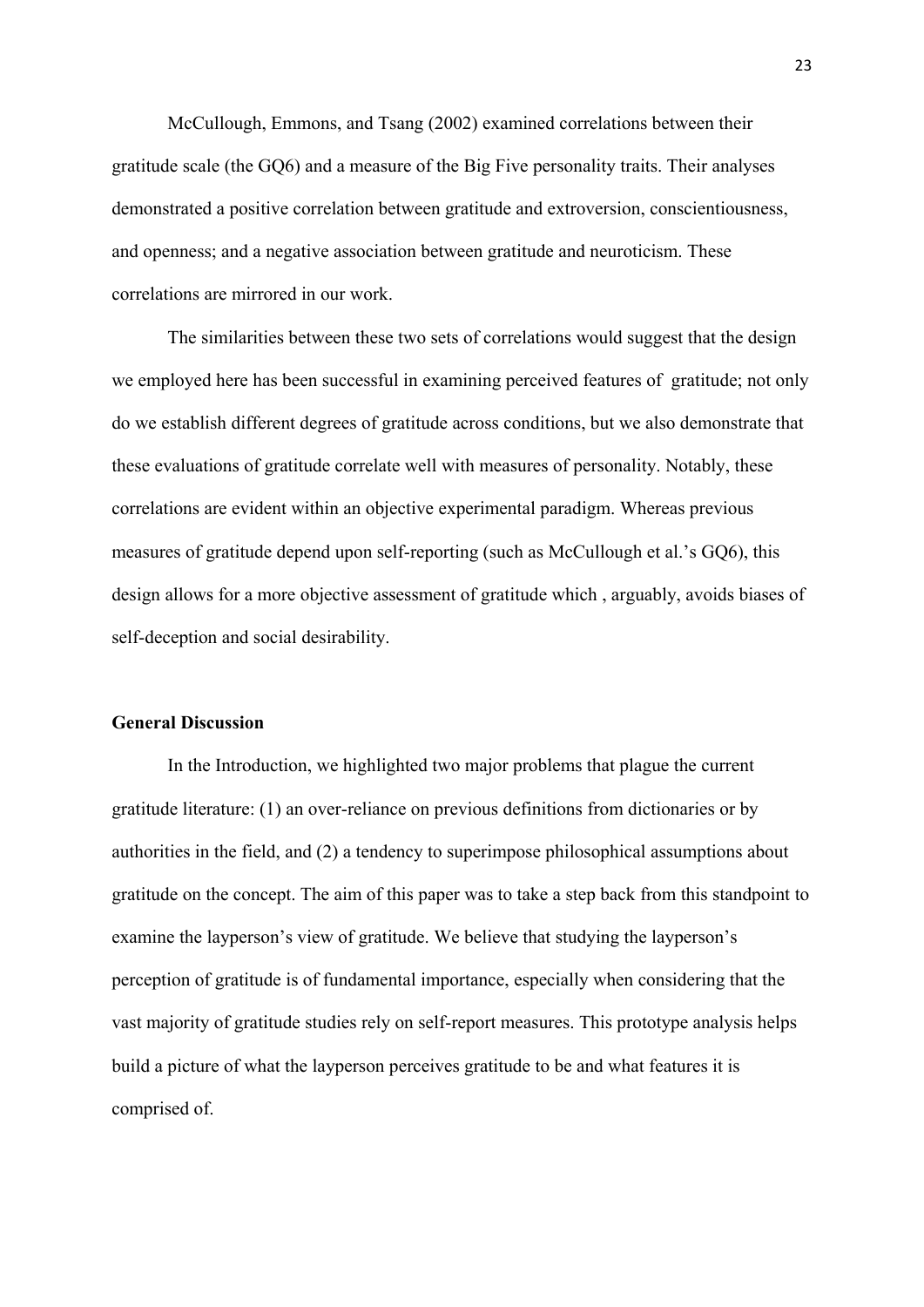McCullough, Emmons, and Tsang (2002) examined correlations between their gratitude scale (the GQ6) and a measure of the Big Five personality traits. Their analyses demonstrated a positive correlation between gratitude and extroversion, conscientiousness, and openness; and a negative association between gratitude and neuroticism. These correlations are mirrored in our work.

The similarities between these two sets of correlations would suggest that the design we employed here has been successful in examining perceived features of gratitude; not only do we establish different degrees of gratitude across conditions, but we also demonstrate that these evaluations of gratitude correlate well with measures of personality. Notably, these correlations are evident within an objective experimental paradigm. Whereas previous measures of gratitude depend upon self-reporting (such as McCullough et al.'s GQ6), this design allows for a more objective assessment of gratitude which , arguably, avoids biases of self-deception and social desirability.

## General Discussion

In the Introduction, we highlighted two major problems that plague the current gratitude literature: (1) an over-reliance on previous definitions from dictionaries or by authorities in the field, and (2) a tendency to superimpose philosophical assumptions about gratitude on the concept. The aim of this paper was to take a step back from this standpoint to examine the layperson's view of gratitude. We believe that studying the layperson's perception of gratitude is of fundamental importance, especially when considering that the vast majority of gratitude studies rely on self-report measures. This prototype analysis helps build a picture of what the layperson perceives gratitude to be and what features it is comprised of.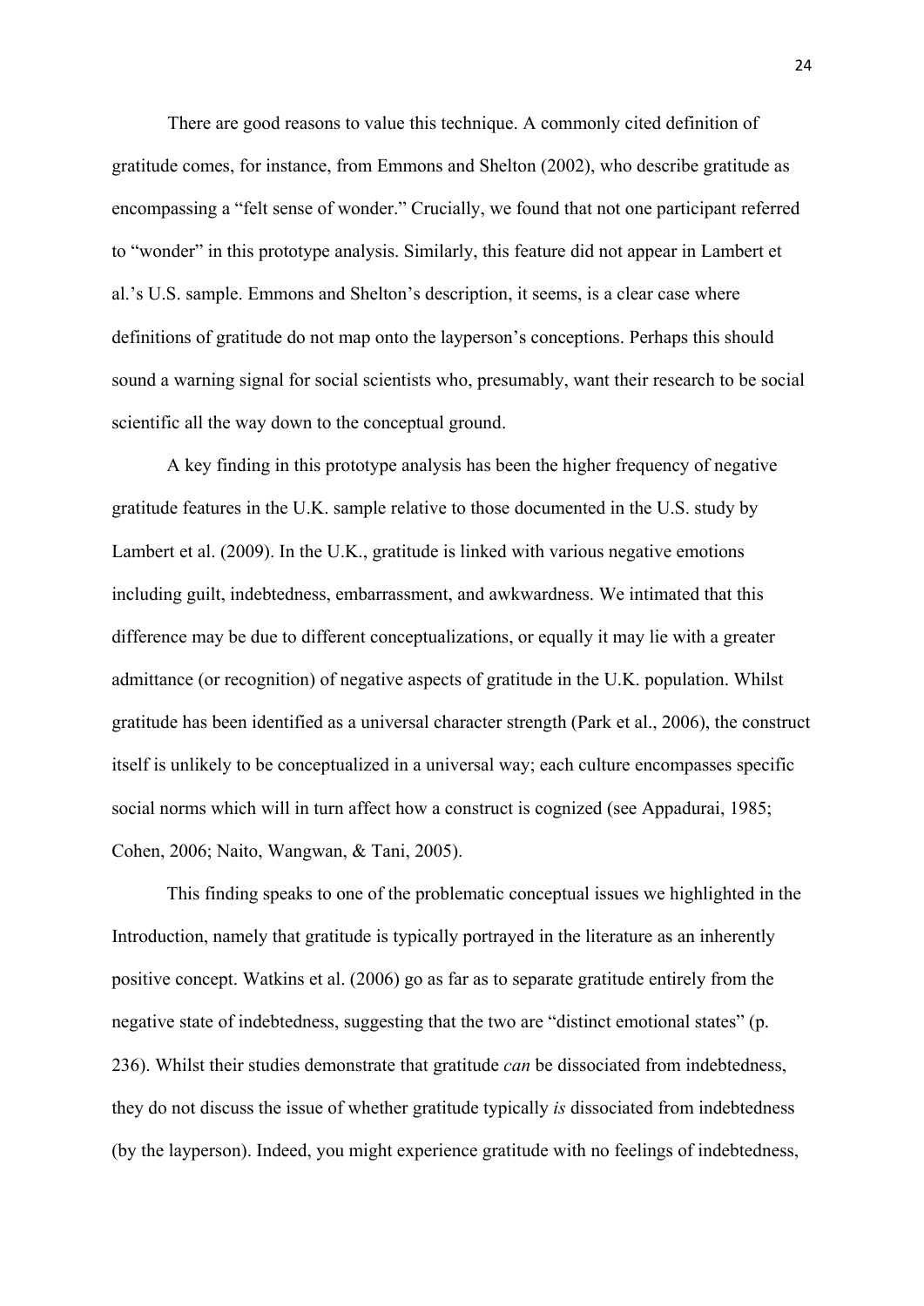There are good reasons to value this technique. A commonly cited definition of gratitude comes, for instance, from Emmons and Shelton (2002), who describe gratitude as encompassing a "felt sense of wonder." Crucially, we found that not one participant referred to "wonder" in this prototype analysis. Similarly, this feature did not appear in Lambert et al.'s U.S. sample. Emmons and Shelton's description, it seems, is a clear case where definitions of gratitude do not map onto the layperson's conceptions. Perhaps this should sound a warning signal for social scientists who, presumably, want their research to be social scientific all the way down to the conceptual ground.

A key finding in this prototype analysis has been the higher frequency of negative gratitude features in the U.K. sample relative to those documented in the U.S. study by Lambert et al. (2009). In the U.K., gratitude is linked with various negative emotions including guilt, indebtedness, embarrassment, and awkwardness. We intimated that this difference may be due to different conceptualizations, or equally it may lie with a greater admittance (or recognition) of negative aspects of gratitude in the U.K. population. Whilst gratitude has been identified as a universal character strength (Park et al., 2006), the construct itself is unlikely to be conceptualized in a universal way; each culture encompasses specific social norms which will in turn affect how a construct is cognized (see Appadurai, 1985; Cohen, 2006; Naito, Wangwan, & Tani, 2005).

This finding speaks to one of the problematic conceptual issues we highlighted in the Introduction, namely that gratitude is typically portrayed in the literature as an inherently positive concept. Watkins et al. (2006) go as far as to separate gratitude entirely from the negative state of indebtedness, suggesting that the two are "distinct emotional states" (p. 236). Whilst their studies demonstrate that gratitude *can* be dissociated from indebtedness, they do not discuss the issue of whether gratitude typically *is* dissociated from indebtedness (by the layperson). Indeed, you might experience gratitude with no feelings of indebtedness,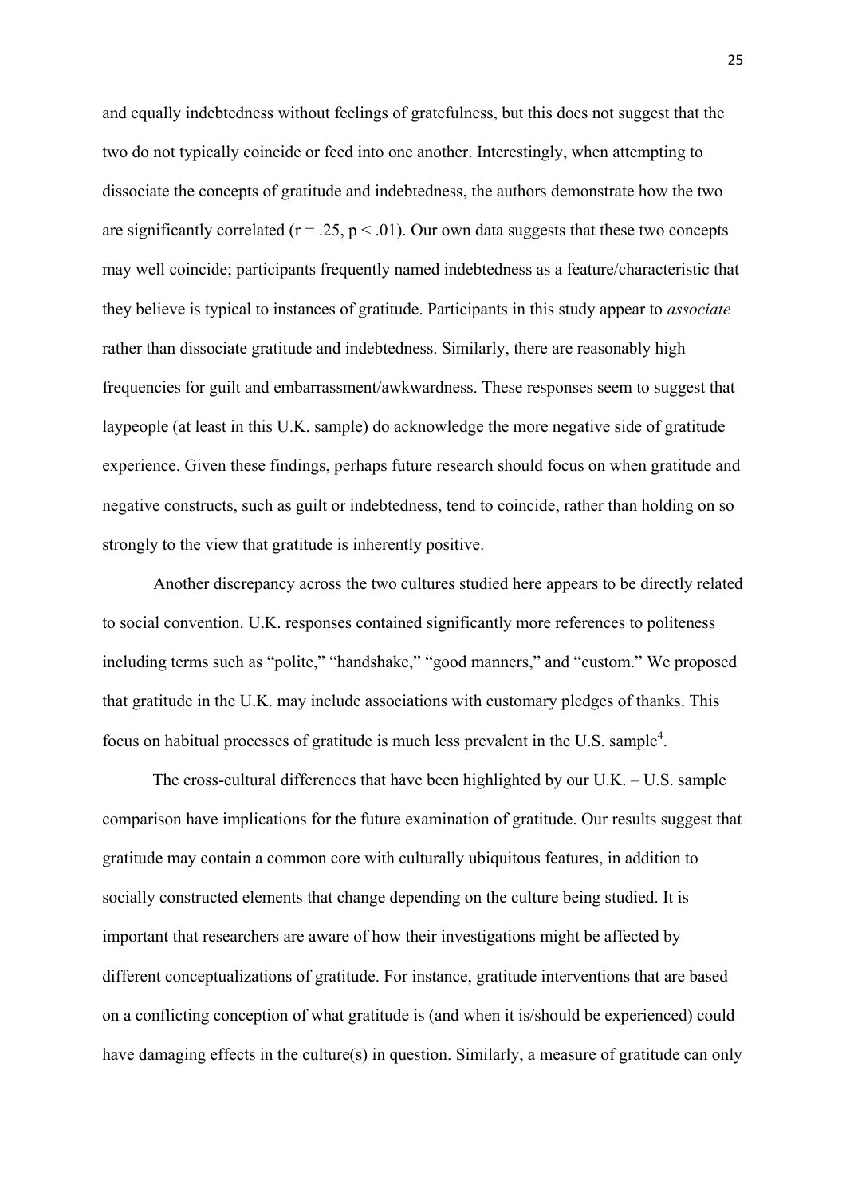and equally indebtedness without feelings of gratefulness, but this does not suggest that the two do not typically coincide or feed into one another. Interestingly, when attempting to dissociate the concepts of gratitude and indebtedness, the authors demonstrate how the two are significantly correlated ($r = .25$, $p < .01$). Our own data suggests that these two concepts may well coincide; participants frequently named indebtedness as a feature/characteristic that they believe is typical to instances of gratitude. Participants in this study appear to *associate* rather than dissociate gratitude and indebtedness. Similarly, there are reasonably high frequencies for guilt and embarrassment/awkwardness. These responses seem to suggest that laypeople (at least in this U.K. sample) do acknowledge the more negative side of gratitude experience. Given these findings, perhaps future research should focus on when gratitude and negative constructs, such as guilt or indebtedness, tend to coincide, rather than holding on so strongly to the view that gratitude is inherently positive.

Another discrepancy across the two cultures studied here appears to be directly related to social convention. U.K. responses contained significantly more references to politeness including terms such as "polite," "handshake," "good manners," and "custom." We proposed that gratitude in the U.K. may include associations with customary pledges of thanks. This focus on habitual processes of gratitude is much less prevalent in the U.S. sample[4].

The cross-cultural differences that have been highlighted by our U.K. – U.S. sample comparison have implications for the future examination of gratitude. Our results suggest that gratitude may contain a common core with culturally ubiquitous features, in addition to socially constructed elements that change depending on the culture being studied. It is important that researchers are aware of how their investigations might be affected by different conceptualizations of gratitude. For instance, gratitude interventions that are based on a conflicting conception of what gratitude is (and when it is/should be experienced) could have damaging effects in the culture(s) in question. Similarly, a measure of gratitude can only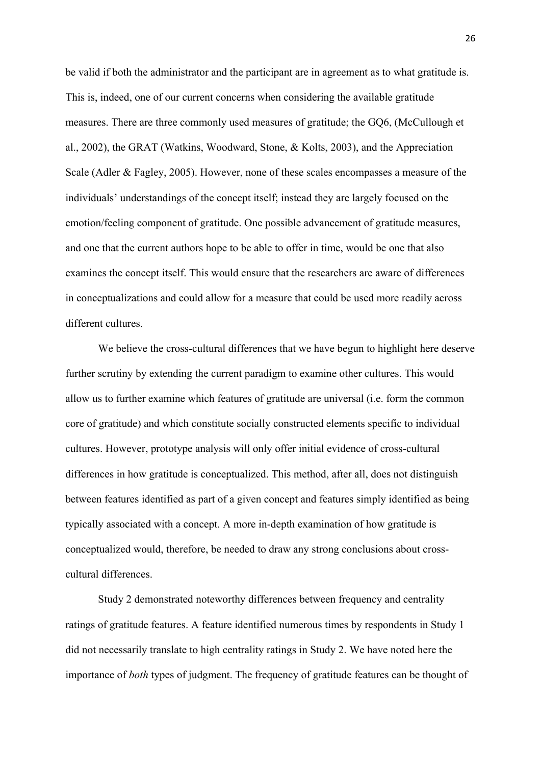be valid if both the administrator and the participant are in agreement as to what gratitude is. This is, indeed, one of our current concerns when considering the available gratitude measures. There are three commonly used measures of gratitude; the GQ6, (McCullough et al., 2002), the GRAT (Watkins, Woodward, Stone, & Kolts, 2003), and the Appreciation Scale (Adler & Fagley, 2005). However, none of these scales encompasses a measure of the individuals' understandings of the concept itself; instead they are largely focused on the emotion/feeling component of gratitude. One possible advancement of gratitude measures, and one that the current authors hope to be able to offer in time, would be one that also examines the concept itself. This would ensure that the researchers are aware of differences in conceptualizations and could allow for a measure that could be used more readily across different cultures.

We believe the cross-cultural differences that we have begun to highlight here deserve further scrutiny by extending the current paradigm to examine other cultures. This would allow us to further examine which features of gratitude are universal (i.e. form the common core of gratitude) and which constitute socially constructed elements specific to individual cultures. However, prototype analysis will only offer initial evidence of cross-cultural differences in how gratitude is conceptualized. This method, after all, does not distinguish between features identified as part of a given concept and features simply identified as being typically associated with a concept. A more in-depth examination of how gratitude is conceptualized would, therefore, be needed to draw any strong conclusions about cross-cultural differences.

Study 2 demonstrated noteworthy differences between frequency and centrality ratings of gratitude features. A feature identified numerous times by respondents in Study 1 did not necessarily translate to high centrality ratings in Study 2. We have noted here the importance of *both* types of judgment. The frequency of gratitude features can be thought of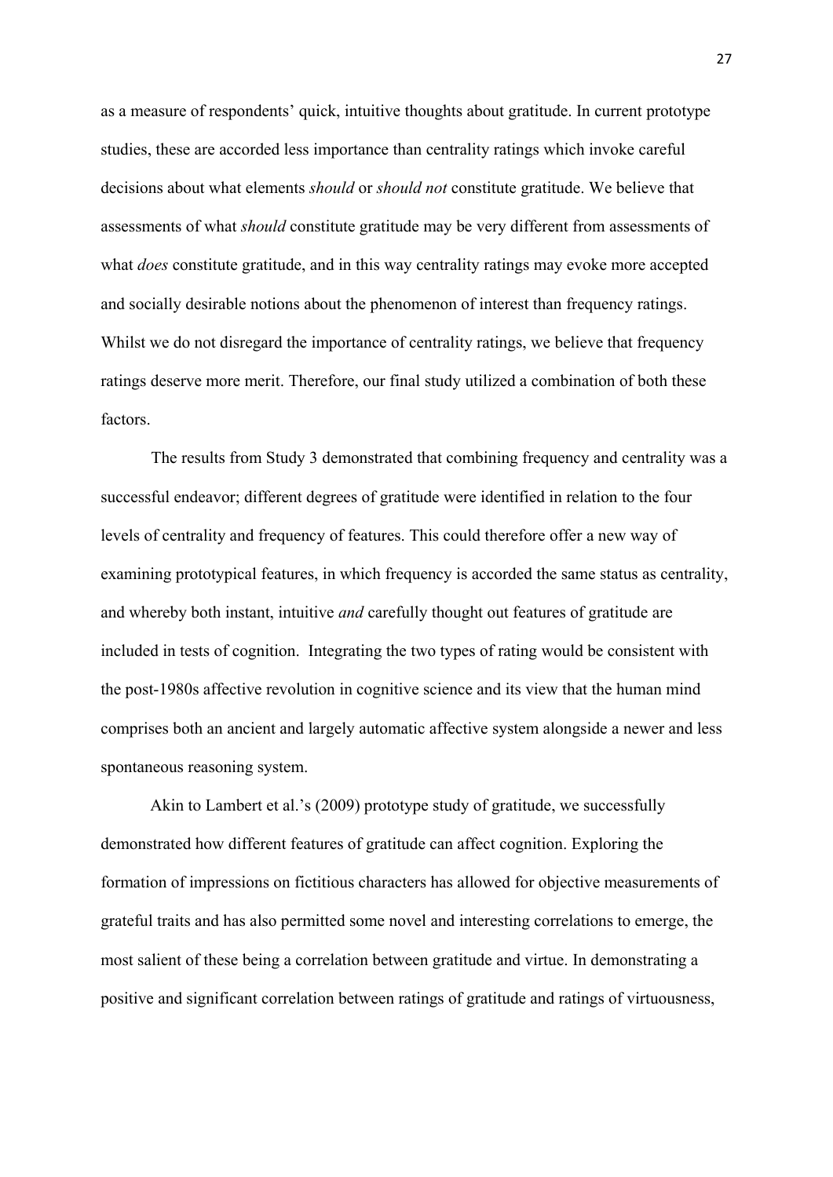as a measure of respondents' quick, intuitive thoughts about gratitude. In current prototype studies, these are accorded less importance than centrality ratings which invoke careful decisions about what elements *should* or *should not* constitute gratitude. We believe that assessments of what *should* constitute gratitude may be very different from assessments of what *does* constitute gratitude, and in this way centrality ratings may evoke more accepted and socially desirable notions about the phenomenon of interest than frequency ratings. Whilst we do not disregard the importance of centrality ratings, we believe that frequency ratings deserve more merit. Therefore, our final study utilized a combination of both these factors.

The results from Study 3 demonstrated that combining frequency and centrality was a successful endeavor; different degrees of gratitude were identified in relation to the four levels of centrality and frequency of features. This could therefore offer a new way of examining prototypical features, in which frequency is accorded the same status as centrality, and whereby both instant, intuitive *and* carefully thought out features of gratitude are included in tests of cognition. Integrating the two types of rating would be consistent with the post-1980s affective revolution in cognitive science and its view that the human mind comprises both an ancient and largely automatic affective system alongside a newer and less spontaneous reasoning system.

Akin to Lambert et al.'s (2009) prototype study of gratitude, we successfully demonstrated how different features of gratitude can affect cognition. Exploring the formation of impressions on fictitious characters has allowed for objective measurements of grateful traits and has also permitted some novel and interesting correlations to emerge, the most salient of these being a correlation between gratitude and virtue. In demonstrating a positive and significant correlation between ratings of gratitude and ratings of virtuousness,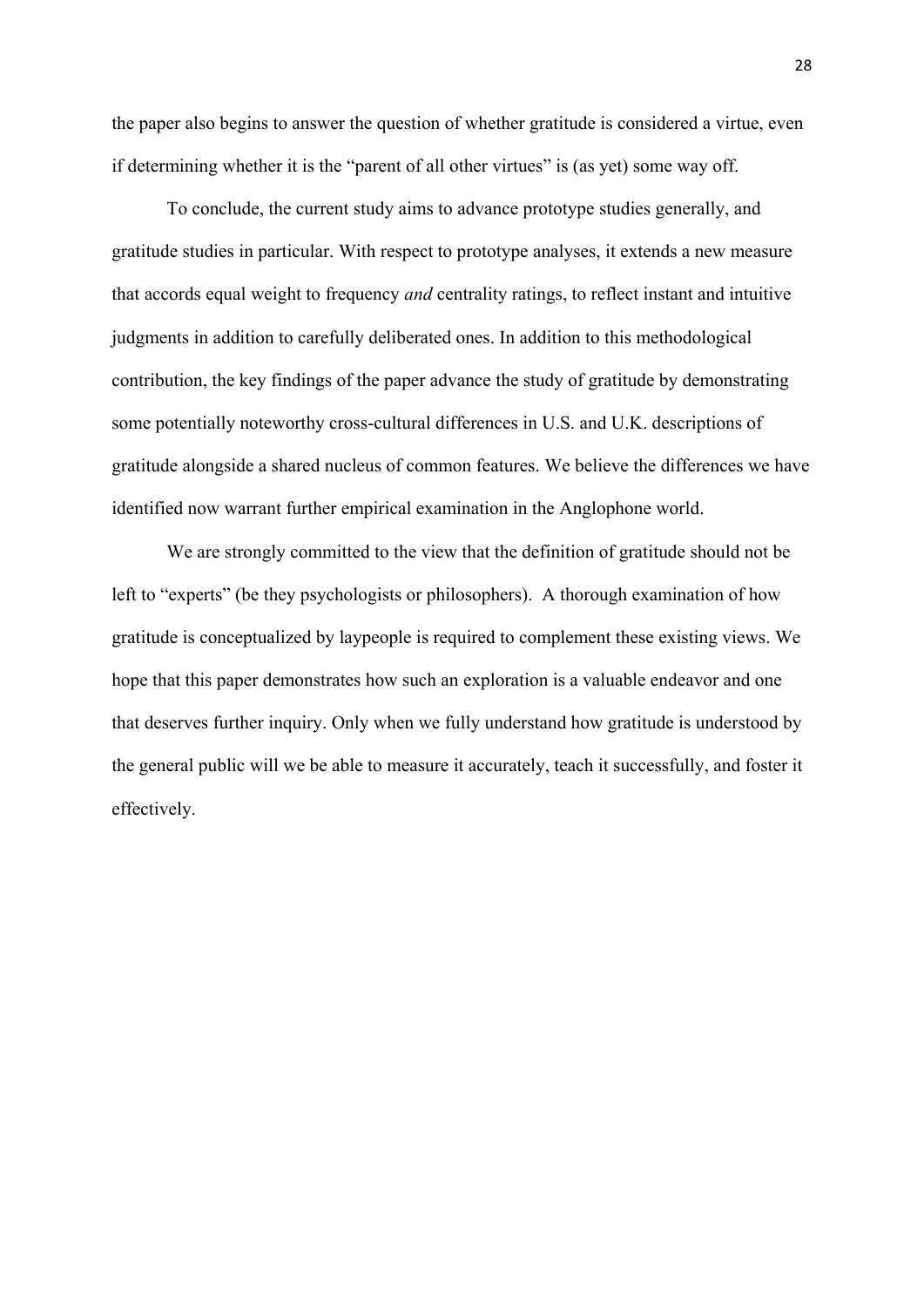the paper also begins to answer the question of whether gratitude is considered a virtue, even if determining whether it is the "parent of all other virtues" is (as yet) some way off.

To conclude, the current study aims to advance prototype studies generally, and gratitude studies in particular. With respect to prototype analyses, it extends a new measure that accords equal weight to frequency *and* centrality ratings, to reflect instant and intuitive judgments in addition to carefully deliberated ones. In addition to this methodological contribution, the key findings of the paper advance the study of gratitude by demonstrating some potentially noteworthy cross-cultural differences in U.S. and U.K. descriptions of gratitude alongside a shared nucleus of common features. We believe the differences we have identified now warrant further empirical examination in the Anglophone world.

We are strongly committed to the view that the definition of gratitude should not be left to "experts" (be they psychologists or philosophers). A thorough examination of how gratitude is conceptualized by laypeople is required to complement these existing views. We hope that this paper demonstrates how such an exploration is a valuable endeavor and one that deserves further inquiry. Only when we fully understand how gratitude is understood by the general public will we be able to measure it accurately, teach it successfully, and foster it effectively.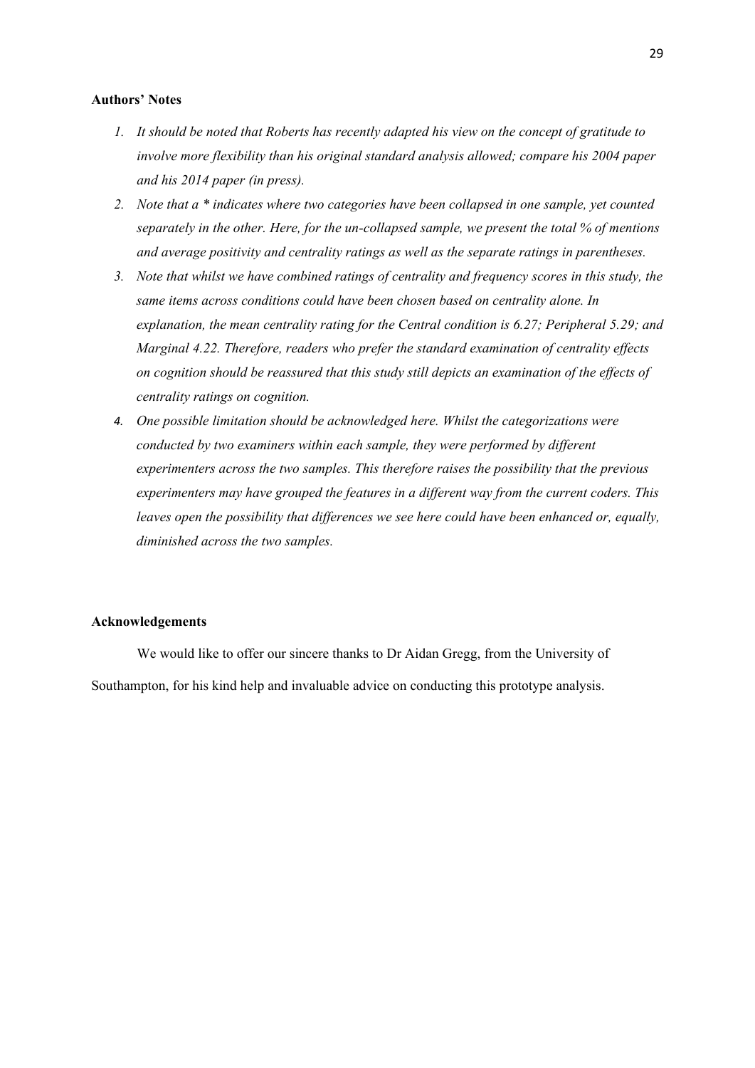**Authors' Notes**

1. *It should be noted that Roberts has recently adapted his view on the concept of gratitude to involve more flexibility than his original standard analysis allowed; compare his 2004 paper and his 2014 paper (in press).*
2. *Note that a * indicates where two categories have been collapsed in one sample, yet counted separately in the other. Here, for the un-collapsed sample, we present the total % of mentions and average positivity and centrality ratings as well as the separate ratings in parentheses.*
3. *Note that whilst we have combined ratings of centrality and frequency scores in this study, the same items across conditions could have been chosen based on centrality alone. In explanation, the mean centrality rating for the Central condition is 6.27; Peripheral 5.29; and Marginal 4.22. Therefore, readers who prefer the standard examination of centrality effects on cognition should be reassured that this study still depicts an examination of the effects of centrality ratings on cognition.*
4. *One possible limitation should be acknowledged here. Whilst the categorizations were conducted by two examiners within each sample, they were performed by different experimenters across the two samples. This therefore raises the possibility that the previous experimenters may have grouped the features in a different way from the current coders. This leaves open the possibility that differences we see here could have been enhanced or, equally, diminished across the two samples.*

**Acknowledgements**

We would like to offer our sincere thanks to Dr Aidan Gregg, from the University of Southampton, for his kind help and invaluable advice on conducting this prototype analysis.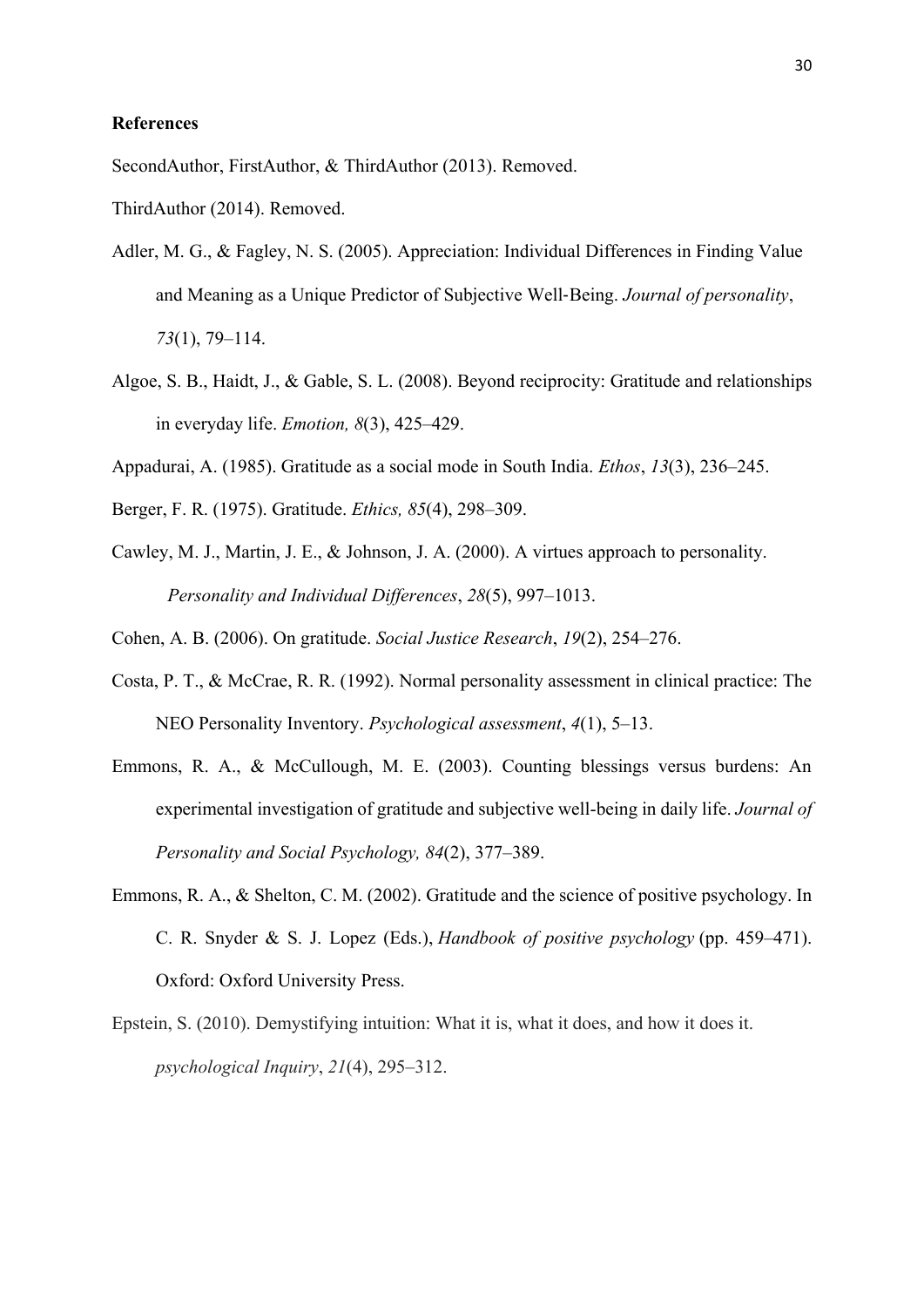**References**

SecondAuthor, FirstAuthor, & ThirdAuthor (2013). Removed.

ThirdAuthor (2014). Removed.

Adler, M. G., & Fagley, N. S. (2005). Appreciation: Individual Differences in Finding Value and Meaning as a Unique Predictor of Subjective Well‐Being. *Journal of personality*, *73*(1), 79–114.

Algoe, S. B., Haidt, J., & Gable, S. L. (2008). Beyond reciprocity: Gratitude and relationships in everyday life. *Emotion, 8*(3), 425–429.

Appadurai, A. (1985). Gratitude as a social mode in South India. *Ethos*, *13*(3), 236–245.

Berger, F. R. (1975). Gratitude. *Ethics, 85*(4), 298–309.

Cawley, M. J., Martin, J. E., & Johnson, J. A. (2000). A virtues approach to personality. *Personality and Individual Differences*, *28*(5), 997–1013.

Cohen, A. B. (2006). On gratitude. *Social Justice Research*, *19*(2), 254–276.

Costa, P. T., & McCrae, R. R. (1992). Normal personality assessment in clinical practice: The NEO Personality Inventory. *Psychological assessment*, *4*(1), 5–13.

Emmons, R. A., & McCullough, M. E. (2003). Counting blessings versus burdens: An experimental investigation of gratitude and subjective well-being in daily life. *Journal of Personality and Social Psychology, 84*(2), 377–389.

Emmons, R. A., & Shelton, C. M. (2002). Gratitude and the science of positive psychology. In C. R. Snyder & S. J. Lopez (Eds.), *Handbook of positive psychology* (pp. 459–471). Oxford: Oxford University Press.

Epstein, S. (2010). Demystifying intuition: What it is, what it does, and how it does it. *psychological Inquiry*, *21*(4), 295–312.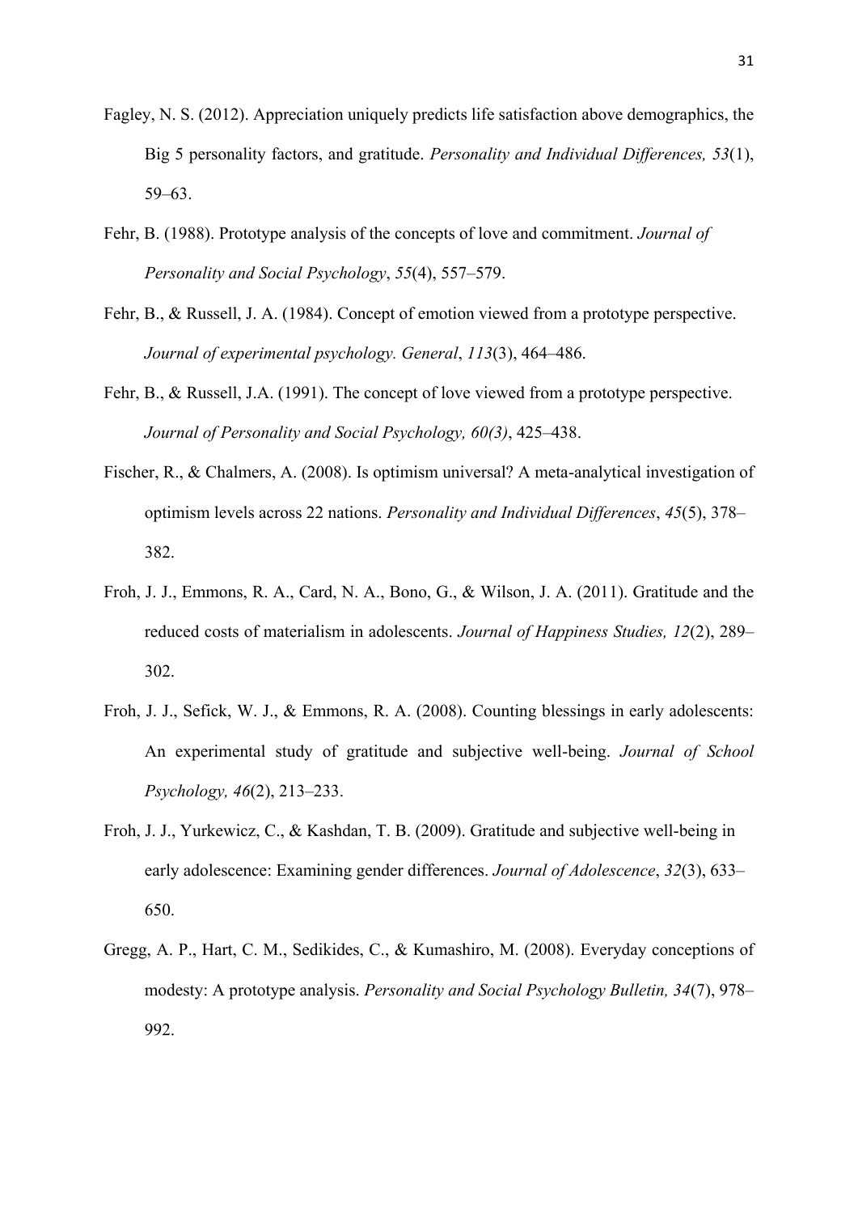Fagley, N. S. (2012). Appreciation uniquely predicts life satisfaction above demographics, the Big 5 personality factors, and gratitude. *Personality and Individual Differences, 53*(1), 59–63.

Fehr, B. (1988). Prototype analysis of the concepts of love and commitment. *Journal of Personality and Social Psychology*, *55*(4), 557–579.

Fehr, B., & Russell, J. A. (1984). Concept of emotion viewed from a prototype perspective. *Journal of experimental psychology. General*, *113*(3), 464–486.

Fehr, B., & Russell, J.A. (1991). The concept of love viewed from a prototype perspective. *Journal of Personality and Social Psychology, 60(3)*, 425–438.

Fischer, R., & Chalmers, A. (2008). Is optimism universal? A meta-analytical investigation of optimism levels across 22 nations. *Personality and Individual Differences*, *45*(5), 378–382.

Froh, J. J., Emmons, R. A., Card, N. A., Bono, G., & Wilson, J. A. (2011). Gratitude and the reduced costs of materialism in adolescents. *Journal of Happiness Studies, 12*(2), 289–302.

Froh, J. J., Sefick, W. J., & Emmons, R. A. (2008). Counting blessings in early adolescents: An experimental study of gratitude and subjective well-being. *Journal of School Psychology, 46*(2), 213–233.

Froh, J. J., Yurkewicz, C., & Kashdan, T. B. (2009). Gratitude and subjective well-being in early adolescence: Examining gender differences. *Journal of Adolescence*, *32*(3), 633–650.

Gregg, A. P., Hart, C. M., Sedikides, C., & Kumashiro, M. (2008). Everyday conceptions of modesty: A prototype analysis. *Personality and Social Psychology Bulletin, 34*(7), 978–992.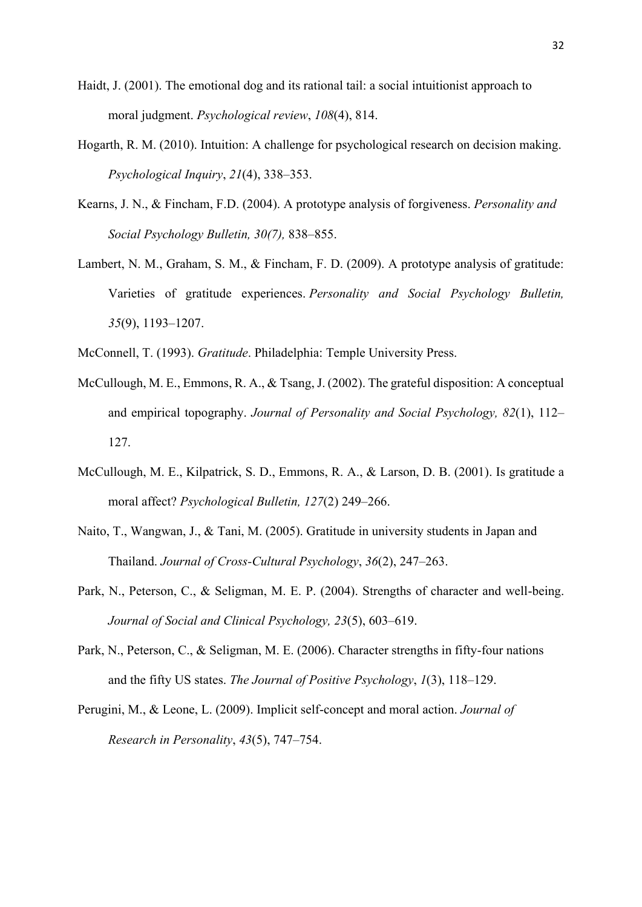Haidt, J. (2001). The emotional dog and its rational tail: a social intuitionist approach to moral judgment. *Psychological review*, *108*(4), 814.

Hogarth, R. M. (2010). Intuition: A challenge for psychological research on decision making. *Psychological Inquiry*, *21*(4), 338–353.

Kearns, J. N., & Fincham, F.D. (2004). A prototype analysis of forgiveness. *Personality and Social Psychology Bulletin, 30(7),* 838–855.

Lambert, N. M., Graham, S. M., & Fincham, F. D. (2009). A prototype analysis of gratitude: Varieties of gratitude experiences. *Personality and Social Psychology Bulletin, 35*(9), 1193–1207.

McConnell, T. (1993). *Gratitude*. Philadelphia: Temple University Press.

McCullough, M. E., Emmons, R. A., & Tsang, J. (2002). The grateful disposition: A conceptual and empirical topography. *Journal of Personality and Social Psychology, 82*(1), 112–127.

McCullough, M. E., Kilpatrick, S. D., Emmons, R. A., & Larson, D. B. (2001). Is gratitude a moral affect? *Psychological Bulletin, 127*(2) 249–266.

Naito, T., Wangwan, J., & Tani, M. (2005). Gratitude in university students in Japan and Thailand. *Journal of Cross-Cultural Psychology*, *36*(2), 247–263.

Park, N., Peterson, C., & Seligman, M. E. P. (2004). Strengths of character and well-being. *Journal of Social and Clinical Psychology, 23*(5), 603–619.

Park, N., Peterson, C., & Seligman, M. E. (2006). Character strengths in fifty-four nations and the fifty US states. *The Journal of Positive Psychology*, *1*(3), 118–129.

Perugini, M., & Leone, L. (2009). Implicit self-concept and moral action. *Journal of Research in Personality*, *43*(5), 747–754.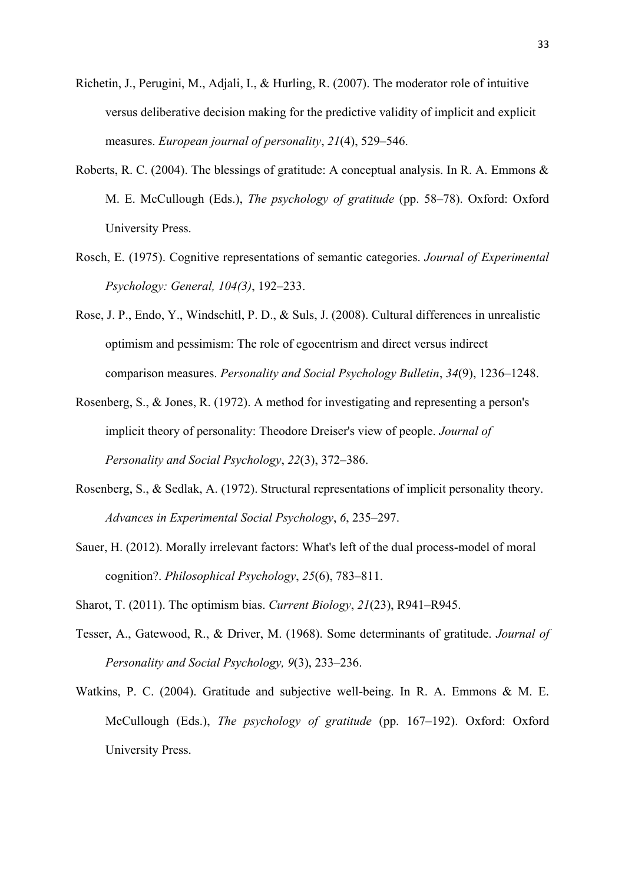Richetin, J., Perugini, M., Adjali, I., & Hurling, R. (2007). The moderator role of intuitive versus deliberative decision making for the predictive validity of implicit and explicit measures. *European journal of personality*, *21*(4), 529–546.

Roberts, R. C. (2004). The blessings of gratitude: A conceptual analysis. In R. A. Emmons & M. E. McCullough (Eds.), *The psychology of gratitude* (pp. 58–78). Oxford: Oxford University Press.

Rosch, E. (1975). Cognitive representations of semantic categories. *Journal of Experimental Psychology: General, 104(3)*, 192–233.

Rose, J. P., Endo, Y., Windschitl, P. D., & Suls, J. (2008). Cultural differences in unrealistic optimism and pessimism: The role of egocentrism and direct versus indirect comparison measures. *Personality and Social Psychology Bulletin*, *34*(9), 1236–1248.

Rosenberg, S., & Jones, R. (1972). A method for investigating and representing a person's implicit theory of personality: Theodore Dreiser's view of people. *Journal of Personality and Social Psychology*, *22*(3), 372–386.

Rosenberg, S., & Sedlak, A. (1972). Structural representations of implicit personality theory. *Advances in Experimental Social Psychology*, *6*, 235–297.

Sauer, H. (2012). Morally irrelevant factors: What's left of the dual process-model of moral cognition?. *Philosophical Psychology*, *25*(6), 783–811.

Sharot, T. (2011). The optimism bias. *Current Biology*, *21*(23), R941–R945.

Tesser, A., Gatewood, R., & Driver, M. (1968). Some determinants of gratitude. *Journal of Personality and Social Psychology, 9*(3), 233–236.

Watkins, P. C. (2004). Gratitude and subjective well-being. In R. A. Emmons & M. E. McCullough (Eds.), *The psychology of gratitude* (pp. 167–192). Oxford: Oxford University Press.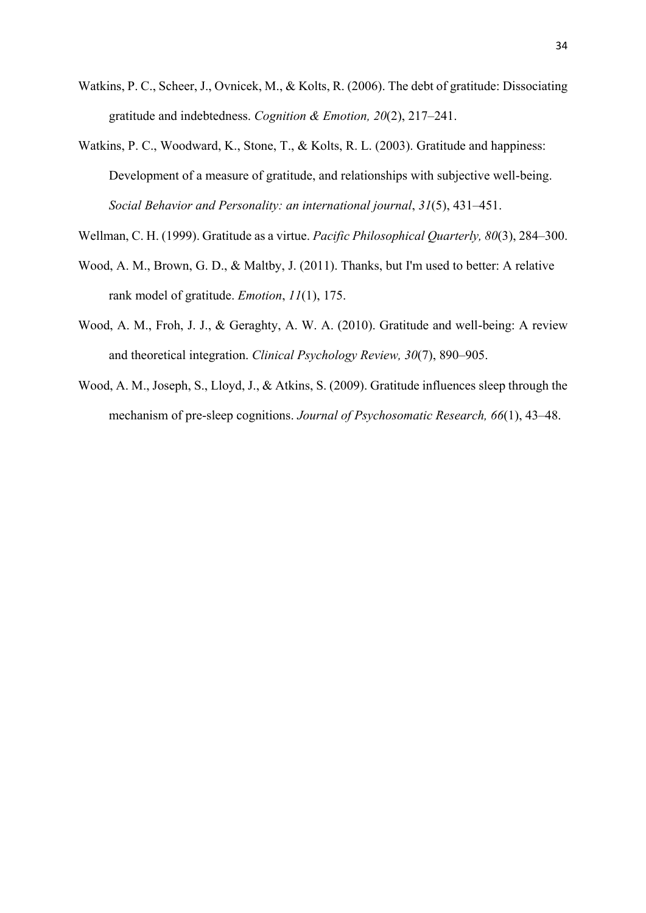Watkins, P. C., Scheer, J., Ovnicek, M., & Kolts, R. (2006). The debt of gratitude: Dissociating gratitude and indebtedness. *Cognition & Emotion, 20*(2), 217–241.

Watkins, P. C., Woodward, K., Stone, T., & Kolts, R. L. (2003). Gratitude and happiness: Development of a measure of gratitude, and relationships with subjective well-being. *Social Behavior and Personality: an international journal*, *31*(5), 431–451.

Wellman, C. H. (1999). Gratitude as a virtue. *Pacific Philosophical Quarterly, 80*(3), 284–300.

Wood, A. M., Brown, G. D., & Maltby, J. (2011). Thanks, but I'm used to better: A relative rank model of gratitude. *Emotion*, *11*(1), 175.

Wood, A. M., Froh, J. J., & Geraghty, A. W. A. (2010). Gratitude and well-being: A review and theoretical integration. *Clinical Psychology Review, 30*(7), 890–905.

Wood, A. M., Joseph, S., Lloyd, J., & Atkins, S. (2009). Gratitude influences sleep through the mechanism of pre-sleep cognitions. *Journal of Psychosomatic Research, 66*(1), 43–48.